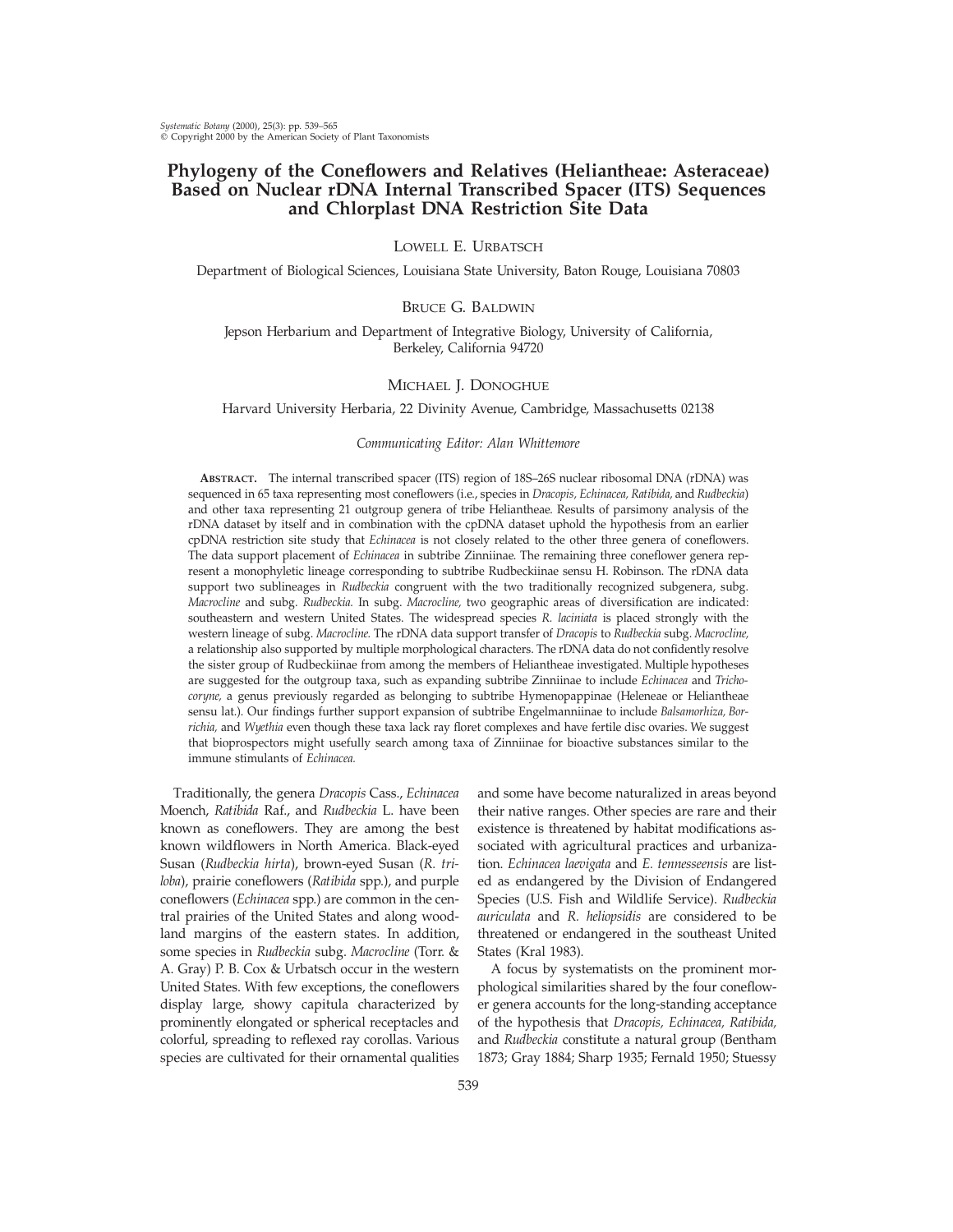# Phylogeny of the Coneflowers and Relatives (Heliantheae: Asteraceae) Based on Nuclear rDNA Internal Transcribed Spacer (ITS) Sequences and Chlorplast DNA Restriction Site Data

Lowell E. Urbatsch

Department of Biological Sciences, Louisiana State University, Baton Rouge, Louisiana 70803

Bruce G. Baldwin

Jepson Herbarium and Department of Integrative Biology, University of California, Berkeley, California 94720

Michael J. Donoghue

Harvard University Herbaria, 22 Divinity Avenue, Cambridge, Massachusetts 02138

*Communicating Editor: Alan Whittemore*

**Abstract.** The internal transcribed spacer (ITS) region of 18S–26S nuclear ribosomal DNA (rDNA) was sequenced in 65 taxa representing most coneflowers (i.e., species in *Dracopis, Echinacea, Ratibida,* and *Rudbeckia*) and other taxa representing 21 outgroup genera of tribe Heliantheae. Results of parsimony analysis of the rDNA dataset by itself and in combination with the cpDNA dataset uphold the hypothesis from an earlier cpDNA restriction site study that *Echinacea* is not closely related to the other three genera of coneflowers. The data support placement of *Echinacea* in subtribe Zinniinae. The remaining three coneflower genera represent a monophyletic lineage corresponding to subtribe Rudbeckiinae sensu H. Robinson. The rDNA data support two sublineages in *Rudbeckia* congruent with the two traditionally recognized subgenera, subg. *Macrocline* and subg. *Rudbeckia.* In subg. *Macrocline,* two geographic areas of diversification are indicated: southeastern and western United States. The widespread species *R. laciniata* is placed strongly with the western lineage of subg. *Macrocline.* The rDNA data support transfer of *Dracopis* to *Rudbeckia* subg. *Macrocline,* a relationship also supported by multiple morphological characters. The rDNA data do not confidently resolve the sister group of Rudbeckiinae from among the members of Heliantheae investigated. Multiple hypotheses are suggested for the outgroup taxa, such as expanding subtribe Zinniinae to include *Echinacea* and *Trichocoryne,* a genus previously regarded as belonging to subtribe Hymenopappinae (Heleneae or Heliantheae sensu lat.). Our findings further support expansion of subtribe Engelmanniinae to include *Balsamorhiza, Borrichia,* and *Wyethia* even though these taxa lack ray floret complexes and have fertile disc ovaries. We suggest that bioprospectors might usefully search among taxa of Zinniinae for bioactive substances similar to the immune stimulants of *Echinacea.*

Traditionally, the genera *Dracopis* Cass., *Echinacea* Moench, *Ratibida* Raf., and *Rudbeckia* L. have been known as coneflowers. They are among the best known wildflowers in North America. Black-eyed Susan (*Rudbeckia hirta*), brown-eyed Susan (*R. triloba*), prairie coneflowers (*Ratibida* spp.), and purple coneflowers (*Echinacea* spp.) are common in the central prairies of the United States and along woodland margins of the eastern states. In addition, some species in *Rudbeckia* subg. *Macrocline* (Torr. & A. Gray) P. B. Cox & Urbatsch occur in the western United States. With few exceptions, the coneflowers display large, showy capitula characterized by prominently elongated or spherical receptacles and colorful, spreading to reflexed ray corollas. Various species are cultivated for their ornamental qualities and some have become naturalized in areas beyond their native ranges. Other species are rare and their existence is threatened by habitat modifications associated with agricultural practices and urbanization. *Echinacea laevigata* and *E. tennesseensis* are listed as endangered by the Division of Endangered Species (U.S. Fish and Wildlife Service). *Rudbeckia auriculata* and *R. heliopsidis* are considered to be threatened or endangered in the southeast United States (Kral 1983).

A focus by systematists on the prominent morphological similarities shared by the four coneflower genera accounts for the long-standing acceptance of the hypothesis that *Dracopis, Echinacea, Ratibida,* and *Rudbeckia* constitute a natural group (Bentham 1873; Gray 1884; Sharp 1935; Fernald 1950; Stuessy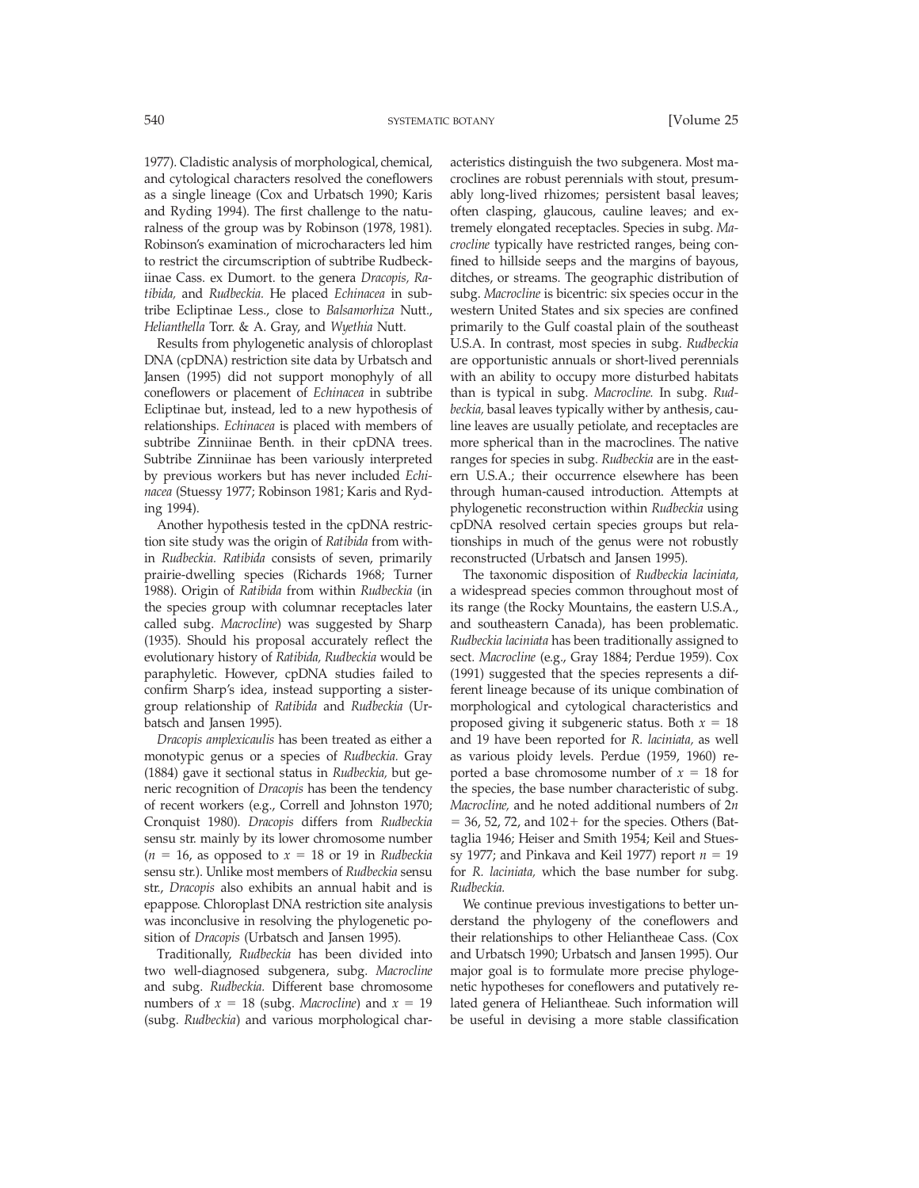1977). Cladistic analysis of morphological, chemical, and cytological characters resolved the coneflowers as a single lineage (Cox and Urbatsch 1990; Karis and Ryding 1994). The first challenge to the naturalness of the group was by Robinson (1978, 1981). Robinson's examination of microcharacters led him to restrict the circumscription of subtribe Rudbeckiinae Cass. ex Dumort. to the genera *Dracopis, Ratibida,* and *Rudbeckia.* He placed *Echinacea* in subtribe Ecliptinae Less., close to *Balsamorhiza* Nutt., *Helianthella* Torr. & A. Gray, and *Wyethia* Nutt.

Results from phylogenetic analysis of chloroplast DNA (cpDNA) restriction site data by Urbatsch and Jansen (1995) did not support monophyly of all coneflowers or placement of *Echinacea* in subtribe Ecliptinae but, instead, led to a new hypothesis of relationships. *Echinacea* is placed with members of subtribe Zinniinae Benth. in their cpDNA trees. Subtribe Zinniinae has been variously interpreted by previous workers but has never included *Echinacea* (Stuessy 1977; Robinson 1981; Karis and Ryding 1994).

Another hypothesis tested in the cpDNA restriction site study was the origin of *Ratibida* from within *Rudbeckia. Ratibida* consists of seven, primarily prairie-dwelling species (Richards 1968; Turner 1988). Origin of *Ratibida* from within *Rudbeckia* (in the species group with columnar receptacles later called subg. *Macrocline*) was suggested by Sharp (1935). Should his proposal accurately reflect the evolutionary history of *Ratibida, Rudbeckia* would be paraphyletic. However, cpDNA studies failed to confirm Sharp's idea, instead supporting a sister-group relationship of *Ratibida* and *Rudbeckia* (Urbatsch and Jansen 1995).

*Dracopis amplexicaulis* has been treated as either a monotypic genus or a species of *Rudbeckia.* Gray (1884) gave it sectional status in *Rudbeckia,* but generic recognition of *Dracopis* has been the tendency of recent workers (e.g., Correll and Johnston 1970; Cronquist 1980). *Dracopis* differs from *Rudbeckia* sensu str. mainly by its lower chromosome number ($n = 16$, as opposed to $x = 18$ or 19 in *Rudbeckia* sensu str.). Unlike most members of *Rudbeckia* sensu str., *Dracopis* also exhibits an annual habit and is epappose. Chloroplast DNA restriction site analysis was inconclusive in resolving the phylogenetic position of *Dracopis* (Urbatsch and Jansen 1995).

Traditionally, *Rudbeckia* has been divided into two well-diagnosed subgenera, subg. *Macrocline* and subg. *Rudbeckia.* Different base chromosome numbers of $x = 18$ (subg. *Macrocline*) and $x = 19$ (subg. *Rudbeckia*) and various morphological characteristics distinguish the two subgenera. Most macroclines are robust perennials with stout, presumably long-lived rhizomes; persistent basal leaves; often clasping, glaucous, cauline leaves; and extremely elongated receptacles. Species in subg. *Macrocline* typically have restricted ranges, being confined to hillside seeps and the margins of bayous, ditches, or streams. The geographic distribution of subg. *Macrocline* is bicentric: six species occur in the western United States and six species are confined primarily to the Gulf coastal plain of the southeast U.S.A. In contrast, most species in subg. *Rudbeckia* are opportunistic annuals or short-lived perennials with an ability to occupy more disturbed habitats than is typical in subg. *Macrocline.* In subg. *Rudbeckia,* basal leaves typically wither by anthesis, cauline leaves are usually petiolate, and receptacles are more spherical than in the macroclines. The native ranges for species in subg. *Rudbeckia* are in the eastern U.S.A.; their occurrence elsewhere has been through human-caused introduction. Attempts at phylogenetic reconstruction within *Rudbeckia* using cpDNA resolved certain species groups but relationships in much of the genus were not robustly reconstructed (Urbatsch and Jansen 1995).

The taxonomic disposition of *Rudbeckia laciniata,* a widespread species common throughout most of its range (the Rocky Mountains, the eastern U.S.A., and southeastern Canada), has been problematic. *Rudbeckia laciniata* has been traditionally assigned to sect. *Macrocline* (e.g., Gray 1884; Perdue 1959). Cox (1991) suggested that the species represents a different lineage because of its unique combination of morphological and cytological characteristics and proposed giving it subgeneric status. Both $x = 18$ and 19 have been reported for *R. laciniata,* as well as various ploidy levels. Perdue (1959, 1960) reported a base chromosome number of $x = 18$ for the species, the base number characteristic of subg. *Macrocline,* and he noted additional numbers of $2n = 36$, 52, 72, and 102+ for the species. Others (Battaglia 1946; Heiser and Smith 1954; Keil and Stuessy 1977; and Pinkava and Keil 1977) report $n = 19$ for *R. laciniata,* which the base number for subg. *Rudbeckia.*

We continue previous investigations to better understand the phylogeny of the coneflowers and their relationships to other Heliantheae Cass. (Cox and Urbatsch 1990; Urbatsch and Jansen 1995). Our major goal is to formulate more precise phylogenetic hypotheses for coneflowers and putatively related genera of Heliantheae. Such information will be useful in devising a more stable classification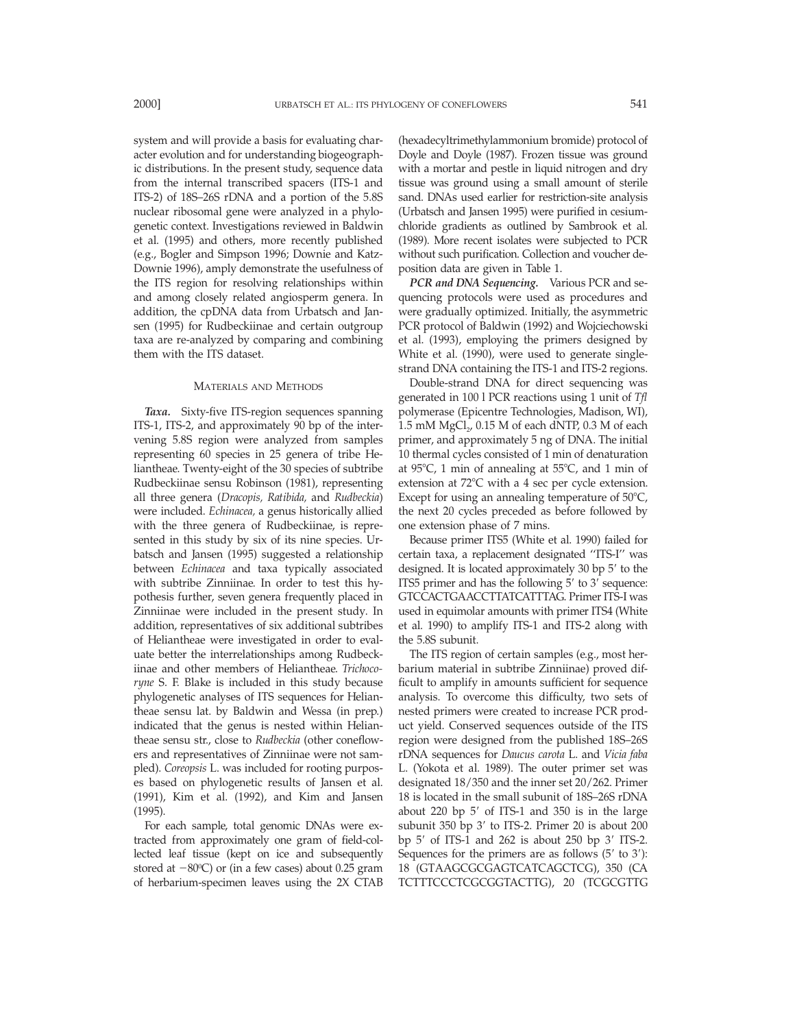system and will provide a basis for evaluating character evolution and for understanding biogeographic distributions. In the present study, sequence data from the internal transcribed spacers (ITS-1 and ITS-2) of 18S–26S rDNA and a portion of the 5.8S nuclear ribosomal gene were analyzed in a phylogenetic context. Investigations reviewed in Baldwin et al. (1995) and others, more recently published (e.g., Bogler and Simpson 1996; Downie and Katz-Downie 1996), amply demonstrate the usefulness of the ITS region for resolving relationships within and among closely related angiosperm genera. In addition, the cpDNA data from Urbatsch and Jansen (1995) for Rudbeckiinae and certain outgroup taxa are re-analyzed by comparing and combining them with the ITS dataset.

## Materials and Methods

***Taxa.*** Sixty-five ITS-region sequences spanning ITS-1, ITS-2, and approximately 90 bp of the intervening 5.8S region were analyzed from samples representing 60 species in 25 genera of tribe Heliantheae. Twenty-eight of the 30 species of subtribe Rudbeckiinae sensu Robinson (1981), representing all three genera (*Dracopis, Ratibida,* and *Rudbeckia*) were included. *Echinacea,* a genus historically allied with the three genera of Rudbeckiinae, is represented in this study by six of its nine species. Urbatsch and Jansen (1995) suggested a relationship between *Echinacea* and taxa typically associated with subtribe Zinniinae. In order to test this hypothesis further, seven genera frequently placed in Zinniinae were included in the present study. In addition, representatives of six additional subtribes of Heliantheae were investigated in order to evaluate better the interrelationships among Rudbeckiinae and other members of Heliantheae. *Trichocoryne* S. F. Blake is included in this study because phylogenetic analyses of ITS sequences for Heliantheae sensu lat. by Baldwin and Wessa (in prep.) indicated that the genus is nested within Heliantheae sensu str., close to *Rudbeckia* (other coneflowers and representatives of Zinniinae were not sampled). *Coreopsis* L. was included for rooting purposes based on phylogenetic results of Jansen et al. (1991), Kim et al. (1992), and Kim and Jansen (1995).

For each sample, total genomic DNAs were extracted from approximately one gram of field-collected leaf tissue (kept on ice and subsequently stored at −80°C) or (in a few cases) about 0.25 gram of herbarium-specimen leaves using the 2X CTAB (hexadecyltrimethylammonium bromide) protocol of Doyle and Doyle (1987). Frozen tissue was ground with a mortar and pestle in liquid nitrogen and dry tissue was ground using a small amount of sterile sand. DNAs used earlier for restriction-site analysis (Urbatsch and Jansen 1995) were purified in cesium-chloride gradients as outlined by Sambrook et al. (1989). More recent isolates were subjected to PCR without such purification. Collection and voucher deposition data are given in Table 1.

***PCR and DNA Sequencing.*** Various PCR and sequencing protocols were used as procedures and were gradually optimized. Initially, the asymmetric PCR protocol of Baldwin (1992) and Wojciechowski et al. (1993), employing the primers designed by White et al. (1990), were used to generate single-strand DNA containing the ITS-1 and ITS-2 regions.

Double-strand DNA for direct sequencing was generated in 100 l PCR reactions using 1 unit of *Tfl* polymerase (Epicentre Technologies, Madison, WI), 1.5 mM $MgCl_2$, 0.15 M of each dNTP, 0.3 M of each primer, and approximately 5 ng of DNA. The initial 10 thermal cycles consisted of 1 min of denaturation at 95°C, 1 min of annealing at 55°C, and 1 min of extension at 72°C with a 4 sec per cycle extension. Except for using an annealing temperature of 50°C, the next 20 cycles preceded as before followed by one extension phase of 7 mins.

Because primer ITS5 (White et al. 1990) failed for certain taxa, a replacement designated "ITS-I" was designed. It is located approximately 30 bp 5′ to the ITS5 primer and has the following 5′ to 3′ sequence: GTCCACTGAACCTTATCATTTAG. Primer ITS-I was used in equimolar amounts with primer ITS4 (White et al. 1990) to amplify ITS-1 and ITS-2 along with the 5.8S subunit.

The ITS region of certain samples (e.g., most herbarium material in subtribe Zinniinae) proved difficult to amplify in amounts sufficient for sequence analysis. To overcome this difficulty, two sets of nested primers were created to increase PCR product yield. Conserved sequences outside of the ITS region were designed from the published 18S–26S rDNA sequences for *Daucus carota* L. and *Vicia faba* L. (Yokota et al. 1989). The outer primer set was designated 18/350 and the inner set 20/262. Primer 18 is located in the small subunit of 18S–26S rDNA about 220 bp 5′ of ITS-1 and 350 is in the large subunit 350 bp 3′ to ITS-2. Primer 20 is about 200 bp 5′ of ITS-1 and 262 is about 250 bp 3′ ITS-2. Sequences for the primers are as follows (5′ to 3′): 18 (GTAAGCGCGAGTCATCAGCTCG), 350 (CA TCTTTCCCTCGCGGTACTTG), 20 (TCGCGTTG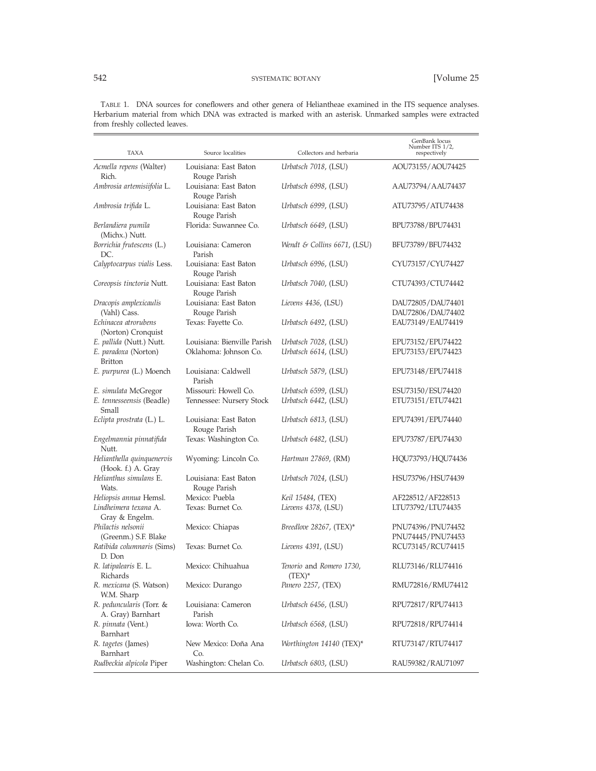TABLE 1. DNA sources for coneflowers and other genera of Heliantheae examined in the ITS sequence analyses. Herbarium material from which DNA was extracted is marked with an asterisk. Unmarked samples were extracted from freshly collected leaves.

| TAXA | Source localities | Collectors and herbaria | GenBank locus Number ITS 1/2, respectively |
|---|---|---|---|
| *Acmella repens* (Walter) Rich. | Louisiana: East Baton Rouge Parish | *Urbatsch 7018*, (LSU) | AOU73155/AOU74425 |
| *Ambrosia artemisiifolia* L. | Louisiana: East Baton Rouge Parish | *Urbatsch 6998*, (LSU) | AAU73794/AAU74437 |
| *Ambrosia trifida* L. | Louisiana: East Baton Rouge Parish | *Urbatsch 6999*, (LSU) | ATU73795/ATU74438 |
| *Berlandiera pumila* (Michx.) Nutt. | Florida: Suwannee Co. | *Urbatsch 6649*, (LSU) | BPU73788/BPU74431 |
| *Borrichia frutescens* (L.) DC. | Louisiana: Cameron Parish | *Wendt & Collins 6671*, (LSU) | BFU73789/BFU74432 |
| *Calyptocarpus vialis* Less. | Louisiana: East Baton Rouge Parish | *Urbatsch 6996*, (LSU) | CYU73157/CYU74427 |
| *Coreopsis tinctoria* Nutt. | Louisiana: East Baton Rouge Parish | *Urbatsch 7040*, (LSU) | CTU74393/CTU74442 |
| *Dracopis amplexicaulis* (Vahl) Cass. | Louisiana: East Baton Rouge Parish | *Lievens 4436*, (LSU) | DAU72805/DAU74401<br>DAU72806/DAU74402 |
| *Echinacea atrorubens* (Norton) Cronquist | Texas: Fayette Co. | *Urbatsch 6492*, (LSU) | EAU73149/EAU74419 |
| *E. pallida* (Nutt.) Nutt. | Louisiana: Bienville Parish | *Urbatsch 7028*, (LSU) | EPU73152/EPU74422 |
| *E. paradoxa* (Norton) Britton | Oklahoma: Johnson Co. | *Urbatsch 6614*, (LSU) | EPU73153/EPU74423 |
| *E. purpurea* (L.) Moench | Louisiana: Caldwell Parish | *Urbatsch 5879*, (LSU) | EPU73148/EPU74418 |
| *E. simulata* McGregor | Missouri: Howell Co. | *Urbatsch 6599*, (LSU) | ESU73150/ESU74420 |
| *E. tennesseensis* (Beadle) Small | Tennessee: Nursery Stock | *Urbatsch 6442*, (LSU) | ETU73151/ETU74421 |
| *Eclipta prostrata* (L.) L. | Louisiana: East Baton Rouge Parish | *Urbatsch 6813*, (LSU) | EPU74391/EPU74440 |
| *Engelmannia pinnatifida* Nutt. | Texas: Washington Co. | *Urbatsch 6482*, (LSU) | EPU73787/EPU74430 |
| *Helianthella quinquenervis* (Hook. f.) A. Gray | Wyoming: Lincoln Co. | *Hartman 27869*, (RM) | HQU73793/HQU74436 |
| *Helianthus simulans* E. Wats. | Louisiana: East Baton Rouge Parish | *Urbatsch 7024*, (LSU) | HSU73796/HSU74439 |
| *Heliopsis annua* Hemsl. | Mexico: Puebla | *Keil 15484*, (TEX) | AF228512/AF228513 |
| *Lindheimera texana* A. Gray & Engelm. | Texas: Burnet Co. | *Lievens 4378*, (LSU) | LTU73792/LTU74435 |
| *Philactis nelsonii* (Greenm.) S.F. Blake | Mexico: Chiapas | *Breedlove 28267*, (TEX)* | PNU74396/PNU74452<br>PNU74445/PNU74453 |
| *Ratibida columnaris* (Sims) D. Don | Texas: Burnet Co. | *Lievens 4391*, (LSU) | RCU73145/RCU74415 |
| *R. latipalearis* E. L. Richards | Mexico: Chihuahua | *Tenorio* and *Romero 1730*, (TEX)* | RLU73146/RLU74416 |
| *R. mexicana* (S. Watson) W.M. Sharp | Mexico: Durango | *Panero 2257*, (TEX) | RMU72816/RMU74412 |
| *R. peduncularis* (Torr. & A. Gray) Barnhart | Louisiana: Cameron Parish | *Urbatsch 6456*, (LSU) | RPU72817/RPU74413 |
| *R. pinnata* (Vent.) Barnhart | Iowa: Worth Co. | *Urbatsch 6568*, (LSU) | RPU72818/RPU74414 |
| *R. tagetes* (James) Barnhart | New Mexico: Doña Ana Co. | *Worthington 14140* (TEX)* | RTU73147/RTU74417 |
| *Rudbeckia alpicola* Piper | Washington: Chelan Co. | *Urbatsch 6803*, (LSU) | RAU59382/RAU71097 |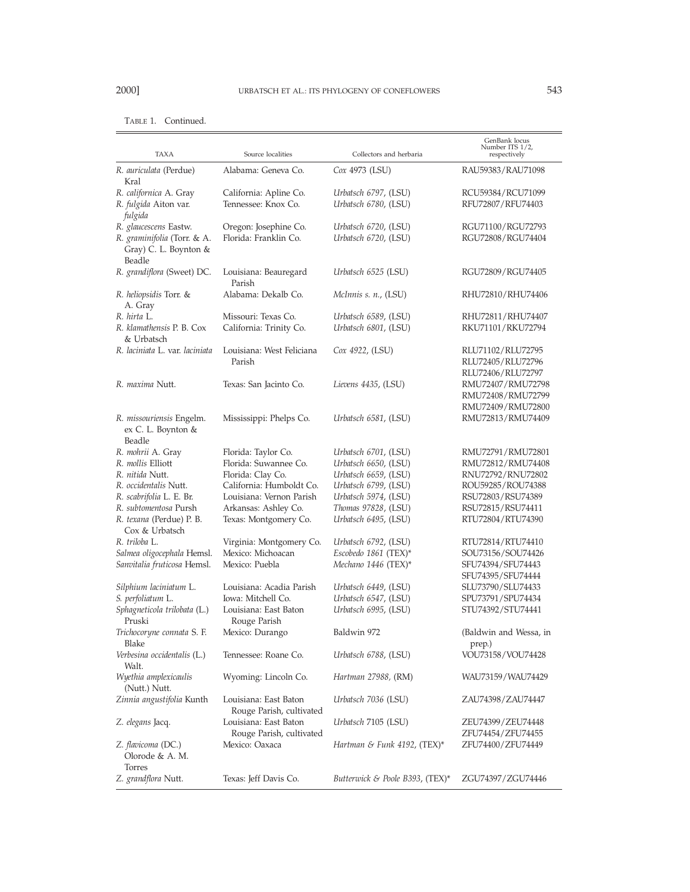TABLE 1. Continued.

| TAXA | Source localities | Collectors and herbaria | GenBank locus Number ITS 1/2, respectively |
|---|---|---|---|
| *R. auriculata* (Perdue) Kral | Alabama: Geneva Co. | *Cox* 4973 (LSU) | RAU59383/RAU71098 |
| *R. californica* A. Gray | California: Apline Co. | *Urbatsch 6797*, (LSU) | RCU59384/RCU71099 |
| *R. fulgida* Aiton var. *fulgida* | Tennessee: Knox Co. | *Urbatsch 6780*, (LSU) | RFU72807/RFU74403 |
| *R. glaucescens* Eastw. | Oregon: Josephine Co. | *Urbatsch 6720*, (LSU) | RGU71100/RGU72793 |
| *R. graminifolia* (Torr. & A. Gray) C. L. Boynton & Beadle | Florida: Franklin Co. | *Urbatsch 6720*, (LSU) | RGU72808/RGU74404 |
| *R. grandiflora* (Sweet) DC. | Louisiana: Beauregard Parish | *Urbatsch 6525* (LSU) | RGU72809/RGU74405 |
| *R. heliopsidis* Torr. & A. Gray | Alabama: Dekalb Co. | *McInnis s. n.*, (LSU) | RHU72810/RHU74406 |
| *R. hirta* L. | Missouri: Texas Co. | *Urbatsch 6589*, (LSU) | RHU72811/RHU74407 |
| *R. klamathensis* P. B. Cox & Urbatsch | California: Trinity Co. | *Urbatsch 6801*, (LSU) | RKU71101/RKU72794 |
| *R. laciniata* L. var. *laciniata* | Louisiana: West Feliciana Parish | *Cox 4922*, (LSU) | RLU71102/RLU72795<br>RLU72405/RLU72796<br>RLU72406/RLU72797 |
| *R. maxima* Nutt. | Texas: San Jacinto Co. | *Lievens 4435*, (LSU) | RMU72407/RMU72798<br>RMU72408/RMU72799<br>RMU72409/RMU72800 |
| *R. missouriensis* Engelm. ex C. L. Boynton & Beadle | Mississippi: Phelps Co. | *Urbatsch 6581*, (LSU) | RMU72813/RMU74409 |
| *R. mohrii* A. Gray | Florida: Taylor Co. | *Urbatsch 6701*, (LSU) | RMU72791/RMU72801 |
| *R. mollis* Elliott | Florida: Suwannee Co. | *Urbatsch 6650*, (LSU) | RMU72812/RMU74408 |
| *R. nitida* Nutt. | Florida: Clay Co. | *Urbatsch 6659*, (LSU) | RNU72792/RNU72802 |
| *R. occidentalis* Nutt. | California: Humboldt Co. | *Urbatsch 6799*, (LSU) | ROU59285/ROU74388 |
| *R. scabrifolia* L. E. Br. | Louisiana: Vernon Parish | *Urbatsch 5974*, (LSU) | RSU72803/RSU74389 |
| *R. subtomentosa* Pursh | Arkansas: Ashley Co. | *Thomas 97828*, (LSU) | RSU72815/RSU74411 |
| *R. texana* (Perdue) P. B. Cox & Urbatsch | Texas: Montgomery Co. | *Urbatsch 6495*, (LSU) | RTU72804/RTU74390 |
| *R. triloba* L. | Virginia: Montgomery Co. | *Urbatsch 6792*, (LSU) | RTU72814/RTU74410 |
| *Salmea oligocephala* Hemsl. | Mexico: Michoacan | *Escobedo 1861* (TEX)* | SOU73156/SOU74426 |
| *Sanvitalia fruticosa* Hemsl. | Mexico: Puebla | *Mechano 1446* (TEX)* | SFU74394/SFU74443<br>SFU74395/SFU74444 |
| *Silphium laciniatum* L. | Louisiana: Acadia Parish | *Urbatsch 6449*, (LSU) | SLU73790/SLU74433 |
| *S. perfoliatum* L. | Iowa: Mitchell Co. | *Urbatsch 6547*, (LSU) | SPU73791/SPU74434 |
| *Sphagneticola trilobata* (L.) Pruski | Louisiana: East Baton Rouge Parish | *Urbatsch 6995*, (LSU) | STU74392/STU74441 |
| *Trichocoryne connata* S. F. Blake | Mexico: Durango | Baldwin 972 | (Baldwin and Wessa, in prep.) |
| *Verbesina occidentalis* (L.) Walt. | Tennessee: Roane Co. | *Urbatsch 6788*, (LSU) | VOU73158/VOU74428 |
| *Wyethia amplexicaulis* (Nutt.) Nutt. | Wyoming: Lincoln Co. | *Hartman 27988*, (RM) | WAU73159/WAU74429 |
| *Zinnia angustifolia* Kunth | Louisiana: East Baton Rouge Parish, cultivated | *Urbatsch 7036* (LSU) | ZAU74398/ZAU74447 |
| *Z. elegans* Jacq. | Louisiana: East Baton Rouge Parish, cultivated | *Urbatsch* 7105 (LSU) | ZEU74399/ZEU74448<br>ZFU74454/ZFU74455 |
| *Z. flavicoma* (DC.) Olorode & A. M. Torres | Mexico: Oaxaca | *Hartman & Funk 4192*, (TEX)* | ZFU74400/ZFU74449 |
| *Z. grandflora* Nutt. | Texas: Jeff Davis Co. | *Butterwick & Poole B393*, (TEX)* | ZGU74397/ZGU74446 |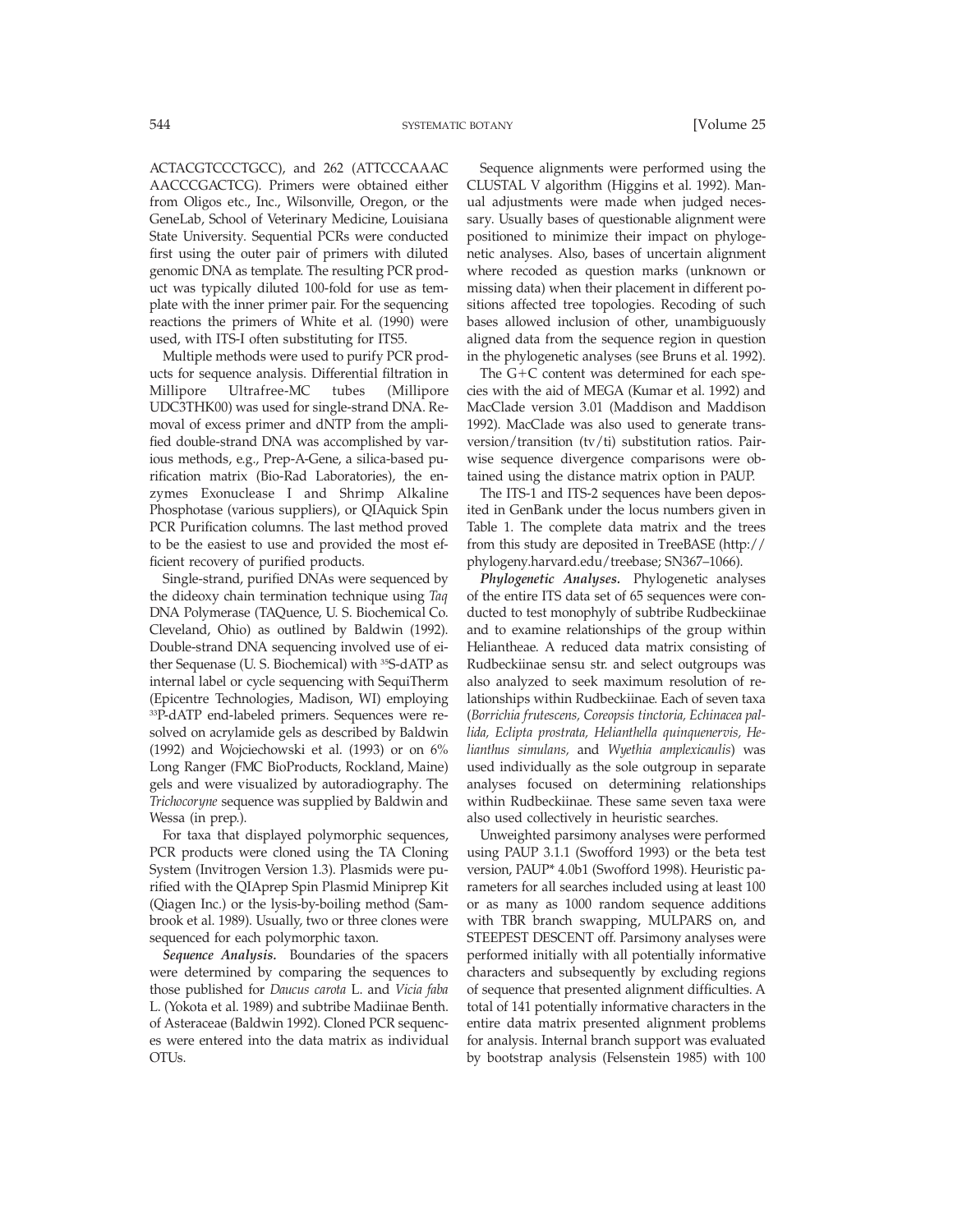ACTACGTCCCTGCC), and 262 (ATTCCCAAAC AACCCGACTCG). Primers were obtained either from Oligos etc., Inc., Wilsonville, Oregon, or the GeneLab, School of Veterinary Medicine, Louisiana State University. Sequential PCRs were conducted first using the outer pair of primers with diluted genomic DNA as template. The resulting PCR product was typically diluted 100-fold for use as template with the inner primer pair. For the sequencing reactions the primers of White et al. (1990) were used, with ITS-I often substituting for ITS5.

Multiple methods were used to purify PCR products for sequence analysis. Differential filtration in Millipore Ultrafree-MC tubes (Millipore UDC3THK00) was used for single-strand DNA. Removal of excess primer and dNTP from the amplified double-strand DNA was accomplished by various methods, e.g., Prep-A-Gene, a silica-based purification matrix (Bio-Rad Laboratories), the enzymes Exonuclease I and Shrimp Alkaline Phosphotase (various suppliers), or QIAquick Spin PCR Purification columns. The last method proved to be the easiest to use and provided the most efficient recovery of purified products.

Single-strand, purified DNAs were sequenced by the dideoxy chain termination technique using *Taq* DNA Polymerase (TAQuence, U. S. Biochemical Co. Cleveland, Ohio) as outlined by Baldwin (1992). Double-strand DNA sequencing involved use of either Sequenase (U. S. Biochemical) with $^{35}$S-dATP as internal label or cycle sequencing with SequiTherm (Epicentre Technologies, Madison, WI) employing $^{33}$P-dATP end-labeled primers. Sequences were resolved on acrylamide gels as described by Baldwin (1992) and Wojciechowski et al. (1993) or on 6% Long Ranger (FMC BioProducts, Rockland, Maine) gels and were visualized by autoradiography. The *Trichocoryne* sequence was supplied by Baldwin and Wessa (in prep.).

For taxa that displayed polymorphic sequences, PCR products were cloned using the TA Cloning System (Invitrogen Version 1.3). Plasmids were purified with the QIAprep Spin Plasmid Miniprep Kit (Qiagen Inc.) or the lysis-by-boiling method (Sambrook et al. 1989). Usually, two or three clones were sequenced for each polymorphic taxon.

***Sequence Analysis.*** Boundaries of the spacers were determined by comparing the sequences to those published for *Daucus carota* L. and *Vicia faba* L. (Yokota et al. 1989) and subtribe Madiinae Benth. of Asteraceae (Baldwin 1992). Cloned PCR sequences were entered into the data matrix as individual OTUs.

Sequence alignments were performed using the CLUSTAL V algorithm (Higgins et al. 1992). Manual adjustments were made when judged necessary. Usually bases of questionable alignment were positioned to minimize their impact on phylogenetic analyses. Also, bases of uncertain alignment where recoded as question marks (unknown or missing data) when their placement in different positions affected tree topologies. Recoding of such bases allowed inclusion of other, unambiguously aligned data from the sequence region in question in the phylogenetic analyses (see Bruns et al. 1992).

The G+C content was determined for each species with the aid of MEGA (Kumar et al. 1992) and MacClade version 3.01 (Maddison and Maddison 1992). MacClade was also used to generate transversion/transition (tv/ti) substitution ratios. Pairwise sequence divergence comparisons were obtained using the distance matrix option in PAUP.

The ITS-1 and ITS-2 sequences have been deposited in GenBank under the locus numbers given in Table 1. The complete data matrix and the trees from this study are deposited in TreeBASE (http://phylogeny.harvard.edu/treebase; SN367–1066).

***Phylogenetic Analyses.*** Phylogenetic analyses of the entire ITS data set of 65 sequences were conducted to test monophyly of subtribe Rudbeckiinae and to examine relationships of the group within Heliantheae. A reduced data matrix consisting of Rudbeckiinae sensu str. and select outgroups was also analyzed to seek maximum resolution of relationships within Rudbeckiinae. Each of seven taxa (*Borrichia frutescens, Coreopsis tinctoria, Echinacea pallida, Eclipta prostrata, Helianthella quinquenervis, Helianthus simulans,* and *Wyethia amplexicaulis*) was used individually as the sole outgroup in separate analyses focused on determining relationships within Rudbeckiinae. These same seven taxa were also used collectively in heuristic searches.

Unweighted parsimony analyses were performed using PAUP 3.1.1 (Swofford 1993) or the beta test version, PAUP* 4.0b1 (Swofford 1998). Heuristic parameters for all searches included using at least 100 or as many as 1000 random sequence additions with TBR branch swapping, MULPARS on, and STEEPEST DESCENT off. Parsimony analyses were performed initially with all potentially informative characters and subsequently by excluding regions of sequence that presented alignment difficulties. A total of 141 potentially informative characters in the entire data matrix presented alignment problems for analysis. Internal branch support was evaluated by bootstrap analysis (Felsenstein 1985) with 100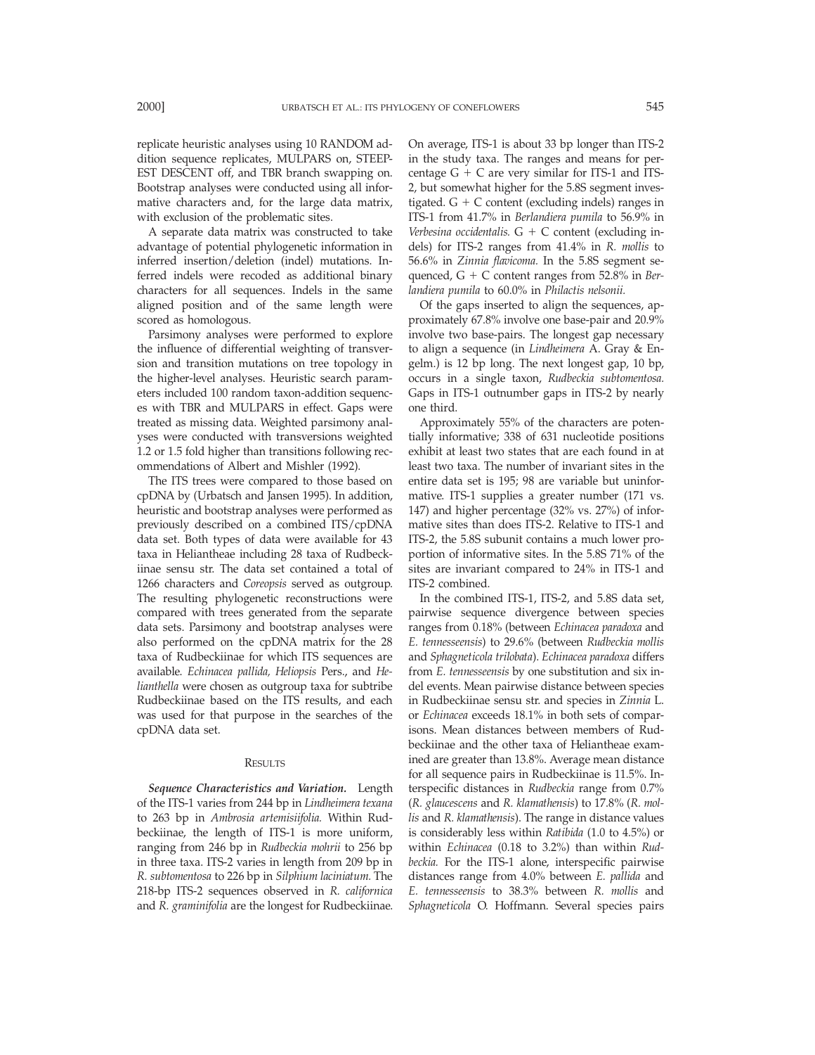replicate heuristic analyses using 10 RANDOM addition sequence replicates, MULPARS on, STEEPEST DESCENT off, and TBR branch swapping on. Bootstrap analyses were conducted using all informative characters and, for the large data matrix, with exclusion of the problematic sites.

A separate data matrix was constructed to take advantage of potential phylogenetic information in inferred insertion/deletion (indel) mutations. Inferred indels were recoded as additional binary characters for all sequences. Indels in the same aligned position and of the same length were scored as homologous.

Parsimony analyses were performed to explore the influence of differential weighting of transversion and transition mutations on tree topology in the higher-level analyses. Heuristic search parameters included 100 random taxon-addition sequences with TBR and MULPARS in effect. Gaps were treated as missing data. Weighted parsimony analyses were conducted with transversions weighted 1.2 or 1.5 fold higher than transitions following recommendations of Albert and Mishler (1992).

The ITS trees were compared to those based on cpDNA by (Urbatsch and Jansen 1995). In addition, heuristic and bootstrap analyses were performed as previously described on a combined ITS/cpDNA data set. Both types of data were available for 43 taxa in Heliantheae including 28 taxa of Rudbeckiinae sensu str. The data set contained a total of 1266 characters and *Coreopsis* served as outgroup. The resulting phylogenetic reconstructions were compared with trees generated from the separate data sets. Parsimony and bootstrap analyses were also performed on the cpDNA matrix for the 28 taxa of Rudbeckiinae for which ITS sequences are available. *Echinacea pallida, Heliopsis* Pers., and *Helianthella* were chosen as outgroup taxa for subtribe Rudbeckiinae based on the ITS results, and each was used for that purpose in the searches of the cpDNA data set.

## RESULTS

***Sequence Characteristics and Variation.*** Length of the ITS-1 varies from 244 bp in *Lindheimera texana* to 263 bp in *Ambrosia artemisiifolia.* Within Rudbeckiinae, the length of ITS-1 is more uniform, ranging from 246 bp in *Rudbeckia mohrii* to 256 bp in three taxa. ITS-2 varies in length from 209 bp in *R. subtomentosa* to 226 bp in *Silphium laciniatum.* The 218-bp ITS-2 sequences observed in *R. californica* and *R. graminifolia* are the longest for Rudbeckiinae. On average, ITS-1 is about 33 bp longer than ITS-2 in the study taxa. The ranges and means for percentage G + C are very similar for ITS-1 and ITS-2, but somewhat higher for the 5.8S segment investigated. G + C content (excluding indels) ranges in ITS-1 from 41.7% in *Berlandiera pumila* to 56.9% in *Verbesina occidentalis.* G + C content (excluding indels) for ITS-2 ranges from 41.4% in *R. mollis* to 56.6% in *Zinnia flavicoma.* In the 5.8S segment sequenced, G + C content ranges from 52.8% in *Berlandiera pumila* to 60.0% in *Philactis nelsonii.*

Of the gaps inserted to align the sequences, approximately 67.8% involve one base-pair and 20.9% involve two base-pairs. The longest gap necessary to align a sequence (in *Lindheimera* A. Gray & Engelm.) is 12 bp long. The next longest gap, 10 bp, occurs in a single taxon, *Rudbeckia subtomentosa.* Gaps in ITS-1 outnumber gaps in ITS-2 by nearly one third.

Approximately 55% of the characters are potentially informative; 338 of 631 nucleotide positions exhibit at least two states that are each found in at least two taxa. The number of invariant sites in the entire data set is 195; 98 are variable but uninformative. ITS-1 supplies a greater number (171 vs. 147) and higher percentage (32% vs. 27%) of informative sites than does ITS-2. Relative to ITS-1 and ITS-2, the 5.8S subunit contains a much lower proportion of informative sites. In the 5.8S 71% of the sites are invariant compared to 24% in ITS-1 and ITS-2 combined.

In the combined ITS-1, ITS-2, and 5.8S data set, pairwise sequence divergence between species ranges from 0.18% (between *Echinacea paradoxa* and *E. tennesseensis*) to 29.6% (between *Rudbeckia mollis* and *Sphagneticola trilobata*). *Echinacea paradoxa* differs from *E. tennesseensis* by one substitution and six indel events. Mean pairwise distance between species in Rudbeckiinae sensu str. and species in *Zinnia* L. or *Echinacea* exceeds 18.1% in both sets of comparisons. Mean distances between members of Rudbeckiinae and the other taxa of Heliantheae examined are greater than 13.8%. Average mean distance for all sequence pairs in Rudbeckiinae is 11.5%. Interspecific distances in *Rudbeckia* range from 0.7% (*R. glaucescens* and *R. klamathensis*) to 17.8% (*R. mollis* and *R. klamathensis*). The range in distance values is considerably less within *Ratibida* (1.0 to 4.5%) or within *Echinacea* (0.18 to 3.2%) than within *Rudbeckia.* For the ITS-1 alone, interspecific pairwise distances range from 4.0% between *E. pallida* and *E. tennesseensis* to 38.3% between *R. mollis* and *Sphagneticola* O. Hoffmann. Several species pairs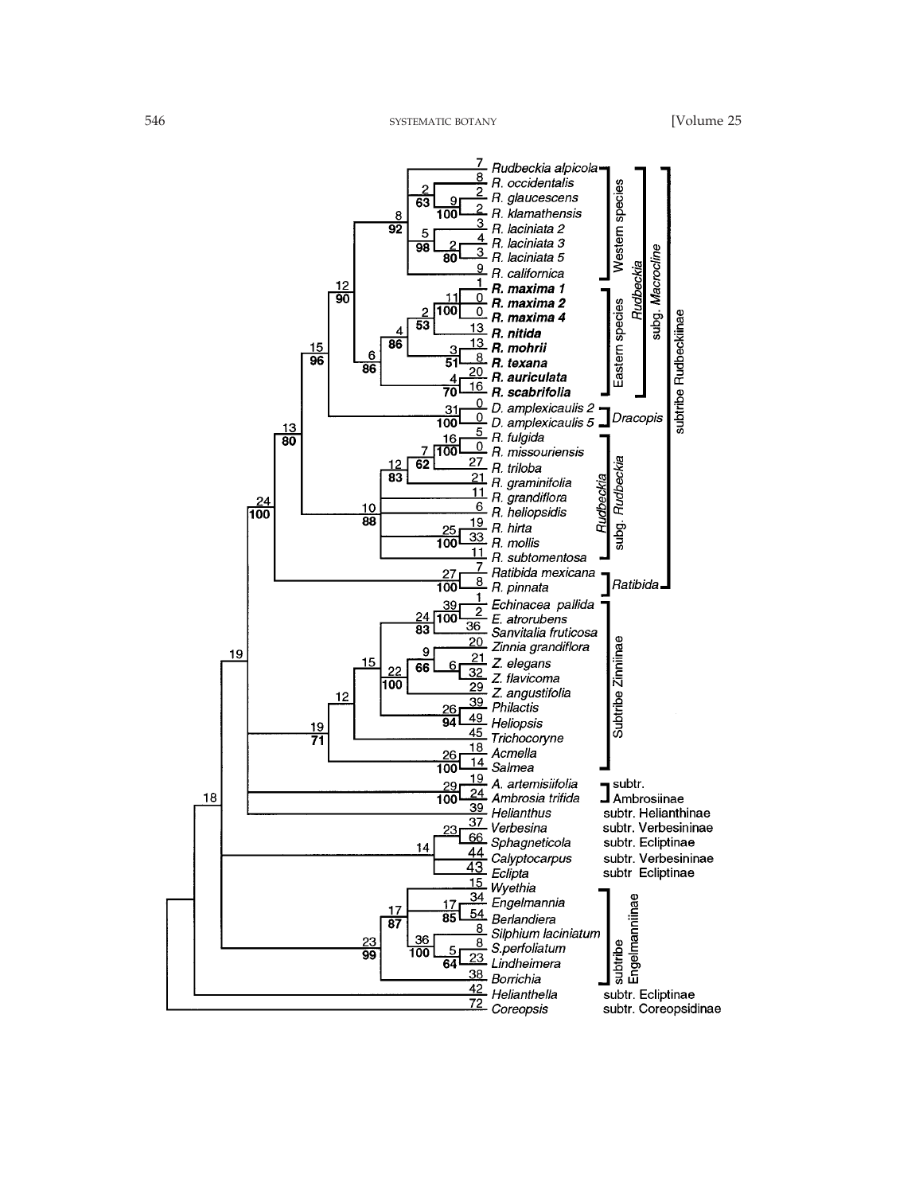Rudbeckia alpicola
R. occidentalis
R. glaucescens
R. klamathensis
R. laciniata 2
R. laciniata 3
R. laciniata 5
R. californica
**R. maxima 1**
**R. maxima 2**
**R. maxima 4**
**R. nitida**
**R. mohrii**
**R. texana**
**R. auriculata**
**R. scabrifolia**
D. amplexicaulis 2
D. amplexicaulis 5
R. fulgida
R. missouriensis
R. triloba
R. graminifolia
R. grandiflora
R. heliopsidis
R. hirta
R. mollis
R. subtomentosa
Ratibida mexicana
R. pinnata
Echinacea pallida
E. atrorubens
Sanvitalia fruticosa
Zinnia grandiflora
Z. elegans
Z. flavicoma
Z. angustifolia
Philactis
Heliopsis
Trichocoryne
Acmella
Salmea
A. artemisiifolia
Ambrosia trifida
Helianthus
Verbesina
Sphagneticola
Calyptocarpus
Eclipta
Wyethia
Engelmannia
Berlandiera
Silphium laciniatum
S.perfoliatum
Lindheimera
Borrichia
Helianthella
Coreopsis

Western species; Eastern species; *Rudbeckia* subg. *Macrocline*; *Dracopis*; *Rudbeckia* subg. *Rudbeckia*; *Ratibida*; subtribe Rudbeckiinae; Subtribe Zinniinae; subtr. Ambrosiinae; subtr. Helianthinae; subtr. Verbesininae; subtr. Ecliptinae; subtr. Verbesininae; subtr Ecliptinae; subtribe Engelmanniinae; subtr. Ecliptinae; subtr. Coreopsidinae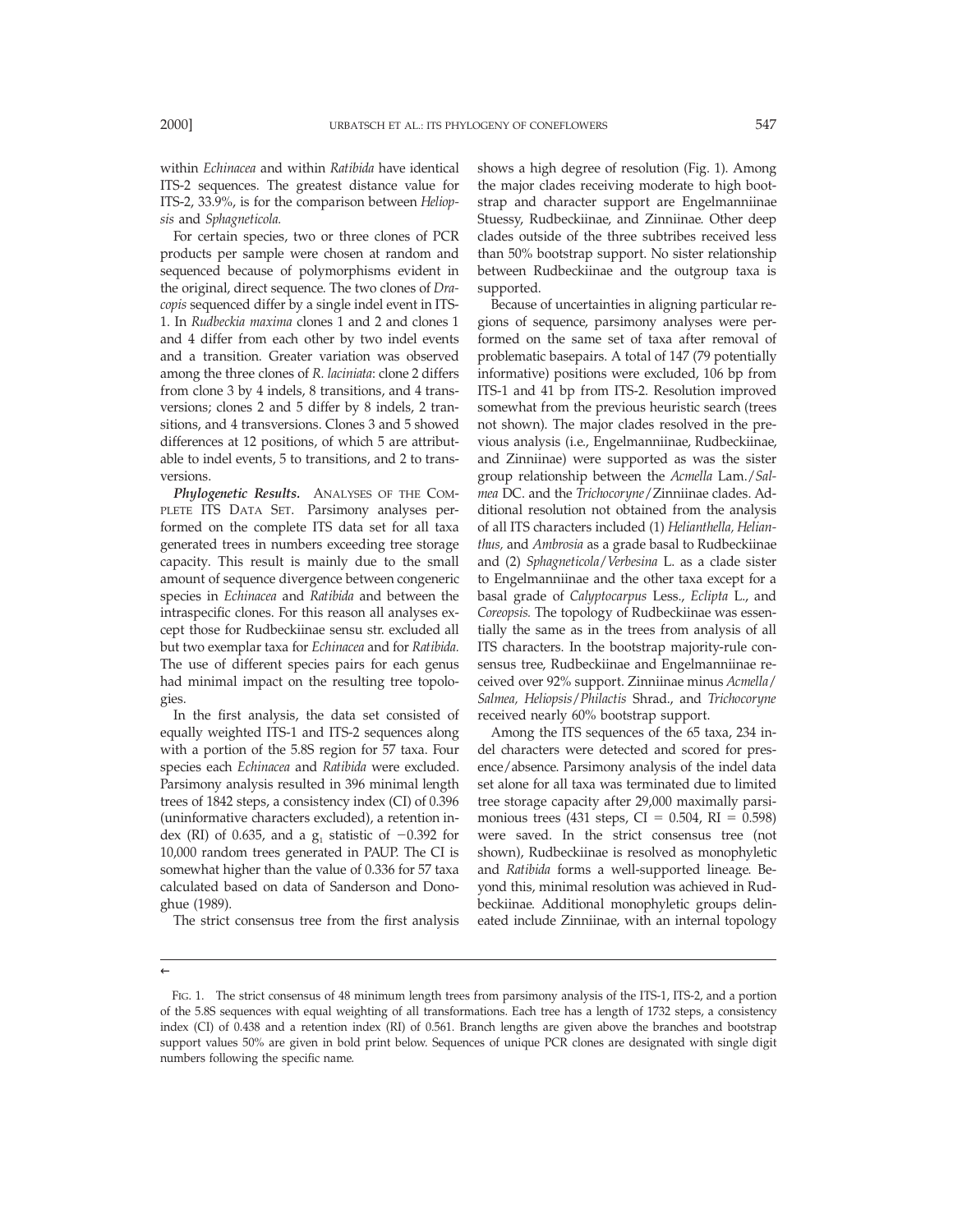within *Echinacea* and within *Ratibida* have identical ITS-2 sequences. The greatest distance value for ITS-2, 33.9%, is for the comparison between *Heliopsis* and *Sphagneticola*.

For certain species, two or three clones of PCR products per sample were chosen at random and sequenced because of polymorphisms evident in the original, direct sequence. The two clones of *Dracopis* sequenced differ by a single indel event in ITS-1. In *Rudbeckia maxima* clones 1 and 2 and clones 1 and 4 differ from each other by two indel events and a transition. Greater variation was observed among the three clones of *R. laciniata*: clone 2 differs from clone 3 by 4 indels, 8 transitions, and 4 transversions; clones 2 and 5 differ by 8 indels, 2 transitions, and 4 transversions. Clones 3 and 5 showed differences at 12 positions, of which 5 are attributable to indel events, 5 to transitions, and 2 to transversions.

***Phylogenetic Results.*** ANALYSES OF THE COMPLETE ITS DATA SET. Parsimony analyses performed on the complete ITS data set for all taxa generated trees in numbers exceeding tree storage capacity. This result is mainly due to the small amount of sequence divergence between congeneric species in *Echinacea* and *Ratibida* and between the intraspecific clones. For this reason all analyses except those for Rudbeckiinae sensu str. excluded all but two exemplar taxa for *Echinacea* and for *Ratibida*. The use of different species pairs for each genus had minimal impact on the resulting tree topologies.

In the first analysis, the data set consisted of equally weighted ITS-1 and ITS-2 sequences along with a portion of the 5.8S region for 57 taxa. Four species each *Echinacea* and *Ratibida* were excluded. Parsimony analysis resulted in 396 minimal length trees of 1842 steps, a consistency index (CI) of 0.396 (uninformative characters excluded), a retention index (RI) of 0.635, and a $g_1$ statistic of $-0.392$ for 10,000 random trees generated in PAUP. The CI is somewhat higher than the value of 0.336 for 57 taxa calculated based on data of Sanderson and Donoghue (1989).

The strict consensus tree from the first analysis shows a high degree of resolution (Fig. 1). Among the major clades receiving moderate to high bootstrap and character support are Engelmanniinae Stuessy, Rudbeckiinae, and Zinniinae. Other deep clades outside of the three subtribes received less than 50% bootstrap support. No sister relationship between Rudbeckiinae and the outgroup taxa is supported.

Because of uncertainties in aligning particular regions of sequence, parsimony analyses were performed on the same set of taxa after removal of problematic basepairs. A total of 147 (79 potentially informative) positions were excluded, 106 bp from ITS-1 and 41 bp from ITS-2. Resolution improved somewhat from the previous heuristic search (trees not shown). The major clades resolved in the previous analysis (i.e., Engelmanniinae, Rudbeckiinae, and Zinniinae) were supported as was the sister group relationship between the *Acmella* Lam./*Salmea* DC. and the *Trichocoryne*/Zinniinae clades. Additional resolution not obtained from the analysis of all ITS characters included (1) *Helianthella, Helianthus,* and *Ambrosia* as a grade basal to Rudbeckiinae and (2) *Sphagneticola*/*Verbesina* L. as a clade sister to Engelmanniinae and the other taxa except for a basal grade of *Calyptocarpus* Less., *Eclipta* L., and *Coreopsis*. The topology of Rudbeckiinae was essentially the same as in the trees from analysis of all ITS characters. In the bootstrap majority-rule consensus tree, Rudbeckiinae and Engelmanniinae received over 92% support. Zinniinae minus *Acmella*/*Salmea, Heliopsis*/*Philactis* Shrad., and *Trichocoryne* received nearly 60% bootstrap support.

Among the ITS sequences of the 65 taxa, 234 indel characters were detected and scored for presence/absence. Parsimony analysis of the indel data set alone for all taxa was terminated due to limited tree storage capacity after 29,000 maximally parsimonious trees (431 steps, CI = 0.504, RI = 0.598) were saved. In the strict consensus tree (not shown), Rudbeckiinae is resolved as monophyletic and *Ratibida* forms a well-supported lineage. Beyond this, minimal resolution was achieved in Rudbeckiinae. Additional monophyletic groups delineated include Zinniinae, with an internal topology

←

FIG. 1. The strict consensus of 48 minimum length trees from parsimony analysis of the ITS-1, ITS-2, and a portion of the 5.8S sequences with equal weighting of all transformations. Each tree has a length of 1732 steps, a consistency index (CI) of 0.438 and a retention index (RI) of 0.561. Branch lengths are given above the branches and bootstrap support values 50% are given in bold print below. Sequences of unique PCR clones are designated with single digit numbers following the specific name.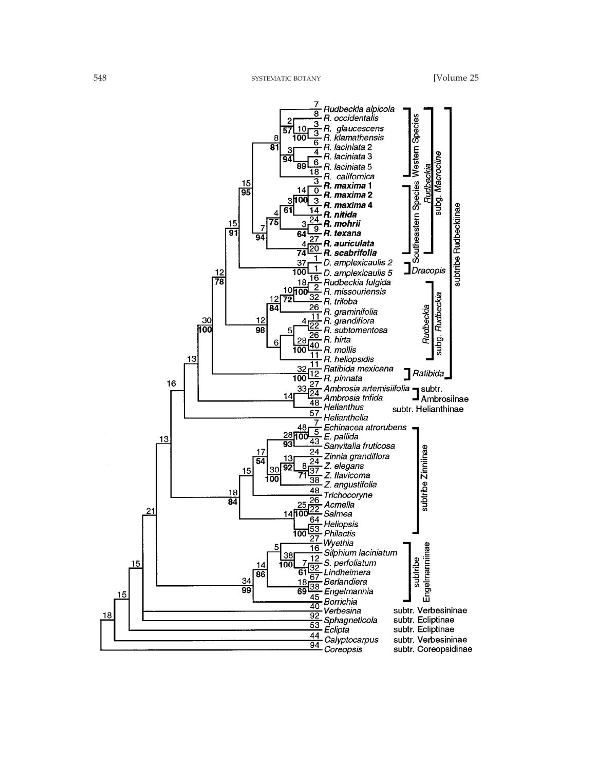Rudbeckia alpicola
R. occidentalis
R. glaucescens
R. klamathensis
R. laciniata 2
R. laciniata 3
R. laciniata 5
R. californica
**R. maxima 1**
**R. maxima 2**
**R. maxima 4**
**R. nitida**
**R. mohrii**
**R. texana**
**R. auriculata**
**R. scabrifolia**
D. amplexicaulis 2
D. amplexicaulis 5
Rudbeckia fulgida
R. missouriensis
R. triloba
R. graminifolia
R. grandiflora
R. subtomentosa
R. hirta
R. mollis
R. heliopsidis
Ratibida mexicana
R. pinnata
Ambrosia artemisiifolia
Ambrosia trifida
Helianthus
Helianthella
Echinacea atrorubens
E. pallida
Sanvitalia fruticosa
Zinnia grandiflora
Z. elegans
Z. flavicoma
Z. angustifolia
Trichocoryne
Acmella
Salmea
Heliopsis
Philactis
Wyethia
Silphium laciniatum
S. perfoliatum
Lindheimera
Berlandiera
Engelmannia
Borrichia
Verbesina
Sphagneticola
Eclipta
Calyptocarpus
Coreopsis

Western Species
Southeastern Species
*Rudbeckia* subg. *Macrocline*
*Dracopis*
*Rudbeckia* subg. *Rudbeckia*
*Ratibida*
subtribe Rudbeckiinae
subtr. Ambrosiinae
subtr. Helianthinae
subtribe Zinniinae
subtribe Engelmanniinae
subtr. Verbesininae
subtr. Ecliptinae
subtr. Ecliptinae
subtr. Verbesininae
subtr. Coreopsidinae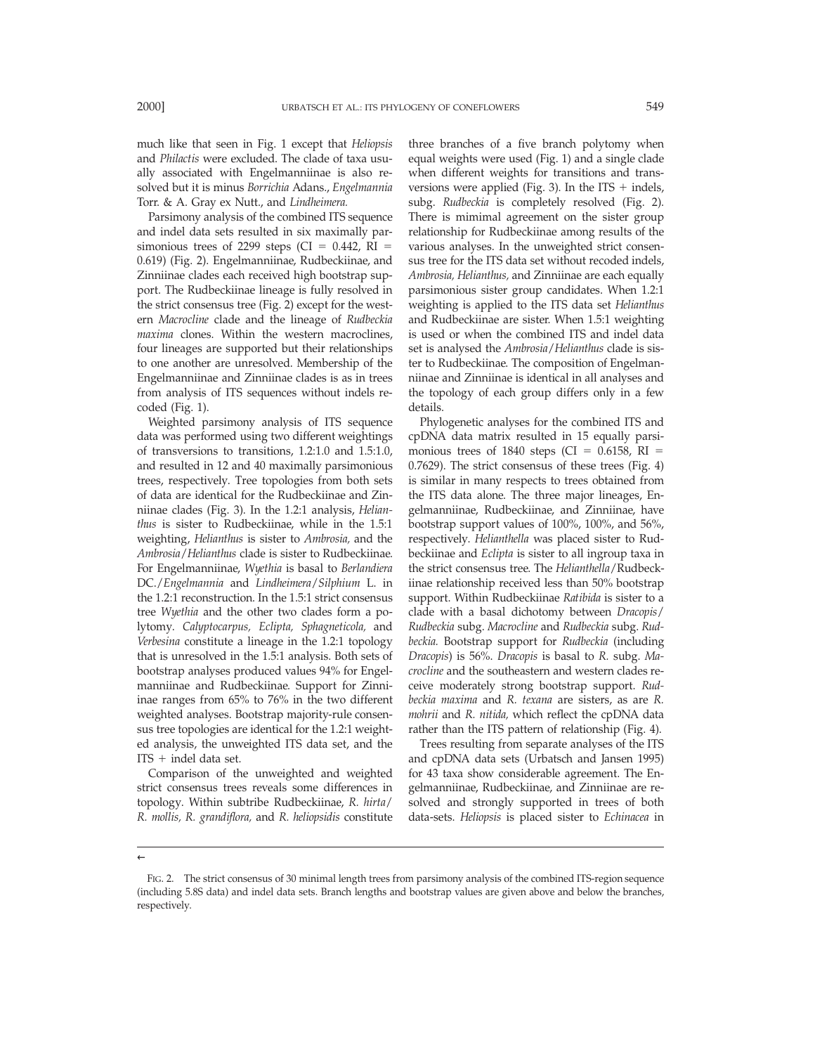much like that seen in Fig. 1 except that *Heliopsis* and *Philactis* were excluded. The clade of taxa usually associated with Engelmanniinae is also resolved but it is minus *Borrichia* Adans., *Engelmannia* Torr. & A. Gray ex Nutt., and *Lindheimera.*

Parsimony analysis of the combined ITS sequence and indel data sets resulted in six maximally parsimonious trees of 2299 steps (CI = 0.442, RI = 0.619) (Fig. 2). Engelmanniinae, Rudbeckiinae, and Zinniinae clades each received high bootstrap support. The Rudbeckiinae lineage is fully resolved in the strict consensus tree (Fig. 2) except for the western *Macrocline* clade and the lineage of *Rudbeckia maxima* clones. Within the western macroclines, four lineages are supported but their relationships to one another are unresolved. Membership of the Engelmanniinae and Zinniinae clades is as in trees from analysis of ITS sequences without indels recoded (Fig. 1).

Weighted parsimony analysis of ITS sequence data was performed using two different weightings of transversions to transitions, 1.2:1.0 and 1.5:1.0, and resulted in 12 and 40 maximally parsimonious trees, respectively. Tree topologies from both sets of data are identical for the Rudbeckiinae and Zinniinae clades (Fig. 3). In the 1.2:1 analysis, *Helianthus* is sister to Rudbeckiinae, while in the 1.5:1 weighting, *Helianthus* is sister to *Ambrosia,* and the *Ambrosia*/*Helianthus* clade is sister to Rudbeckiinae. For Engelmanniinae, *Wyethia* is basal to *Berlandiera* DC./*Engelmannia* and *Lindheimera*/*Silphium* L. in the 1.2:1 reconstruction. In the 1.5:1 strict consensus tree *Wyethia* and the other two clades form a polytomy. *Calyptocarpus, Eclipta, Sphagneticola,* and *Verbesina* constitute a lineage in the 1.2:1 topology that is unresolved in the 1.5:1 analysis. Both sets of bootstrap analyses produced values 94% for Engelmanniinae and Rudbeckiinae. Support for Zinniinae ranges from 65% to 76% in the two different weighted analyses. Bootstrap majority-rule consensus tree topologies are identical for the 1.2:1 weighted analysis, the unweighted ITS data set, and the ITS + indel data set.

Comparison of the unweighted and weighted strict consensus trees reveals some differences in topology. Within subtribe Rudbeckiinae, *R. hirta*/*R. mollis, R. grandiflora,* and *R. heliopsidis* constitute three branches of a five branch polytomy when equal weights were used (Fig. 1) and a single clade when different weights for transitions and transversions were applied (Fig. 3). In the ITS + indels, subg. *Rudbeckia* is completely resolved (Fig. 2). There is mimimal agreement on the sister group relationship for Rudbeckiinae among results of the various analyses. In the unweighted strict consensus tree for the ITS data set without recoded indels, *Ambrosia, Helianthus,* and Zinniinae are each equally parsimonious sister group candidates. When 1.2:1 weighting is applied to the ITS data set *Helianthus* and Rudbeckiinae are sister. When 1.5:1 weighting is used or when the combined ITS and indel data set is analysed the *Ambrosia*/*Helianthus* clade is sister to Rudbeckiinae. The composition of Engelmanniinae and Zinniinae is identical in all analyses and the topology of each group differs only in a few details.

Phylogenetic analyses for the combined ITS and cpDNA data matrix resulted in 15 equally parsimonious trees of 1840 steps (CI = 0.6158, RI = 0.7629). The strict consensus of these trees (Fig. 4) is similar in many respects to trees obtained from the ITS data alone. The three major lineages, Engelmanniinae, Rudbeckiinae, and Zinniinae, have bootstrap support values of 100%, 100%, and 56%, respectively. *Helianthella* was placed sister to Rudbeckiinae and *Eclipta* is sister to all ingroup taxa in the strict consensus tree. The *Helianthella*/Rudbeckiinae relationship received less than 50% bootstrap support. Within Rudbeckiinae *Ratibida* is sister to a clade with a basal dichotomy between *Dracopis*/*Rudbeckia* subg. *Macrocline* and *Rudbeckia* subg. *Rudbeckia.* Bootstrap support for *Rudbeckia* (including *Dracopis*) is 56%. *Dracopis* is basal to *R.* subg. *Macrocline* and the southeastern and western clades receive moderately strong bootstrap support. *Rudbeckia maxima* and *R. texana* are sisters, as are *R. mohrii* and *R. nitida,* which reflect the cpDNA data rather than the ITS pattern of relationship (Fig. 4).

Trees resulting from separate analyses of the ITS and cpDNA data sets (Urbatsch and Jansen 1995) for 43 taxa show considerable agreement. The Engelmanniinae, Rudbeckiinae, and Zinniinae are resolved and strongly supported in trees of both data-sets. *Heliopsis* is placed sister to *Echinacea* in

←

FIG. 2. The strict consensus of 30 minimal length trees from parsimony analysis of the combined ITS-region sequence (including 5.8S data) and indel data sets. Branch lengths and bootstrap values are given above and below the branches, respectively.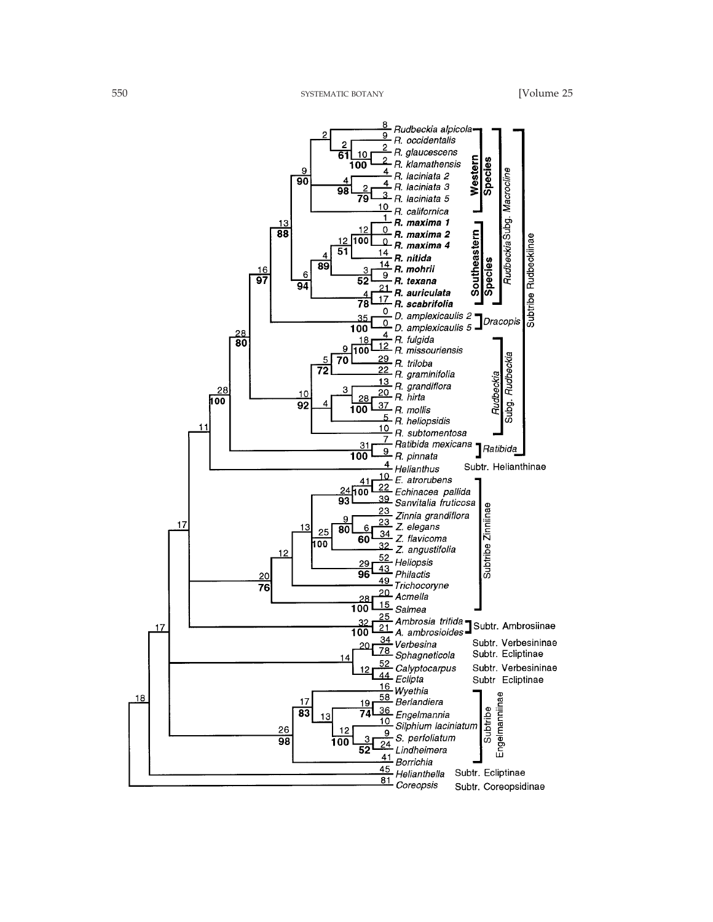Rudbeckia alpicola
R. occidentalis
R. glaucescens
R. klamathensis
R. laciniata 2
R. laciniata 3
R. laciniata 5
R. californica
**R. maxima 1**
**R. maxima 2**
**R. maxima 4**
**R. nitida**
**R. mohrii**
**R. texana**
**R. auriculata**
**R. scabrifolia**
D. amplexicaulis 2
D. amplexicaulis 5
R. fulgida
R. missouriensis
R. triloba
R. graminifolia
R. grandiflora
R. hirta
R. mollis
R. heliopsidis
R. subtomentosa
Ratibida mexicana
R. pinnata
Helianthus
E. atrorubens
Echinacea pallida
Sanvitalia fruticosa
Zinnia grandiflora
Z. elegans
Z. flavicoma
Z. angustifolia
Heliopsis
Philactis
Trichocoryne
Acmella
Salmea
Ambrosia trifida
A. ambrosioides
Verbesina
Sphagneticola
Calyptocarpus
Eclipta
Wyethia
Berlandiera
Engelmannia
Silphium laciniatum
S. perfoliatum
Lindheimera
Borrichia
Helianthella
Coreopsis

**Western Species**

**Southeastern Species**

*Rudbeckia* Subg. *Macrocline*

*Dracopis*

*Rudbeckia* Subg. *Rudbeckia*

*Ratibida*

Subtribe Rudbeckiinae

Subtr. Helianthinae

Subtribe Zinniinae

Subtr. Ambrosiinae

Subtr. Verbesininae

Subtr. Ecliptinae

Subtr. Verbesininae

Subtr Ecliptinae

Subtribe Engelmanniinae

Subtr. Ecliptinae

Subtr. Coreopsidinae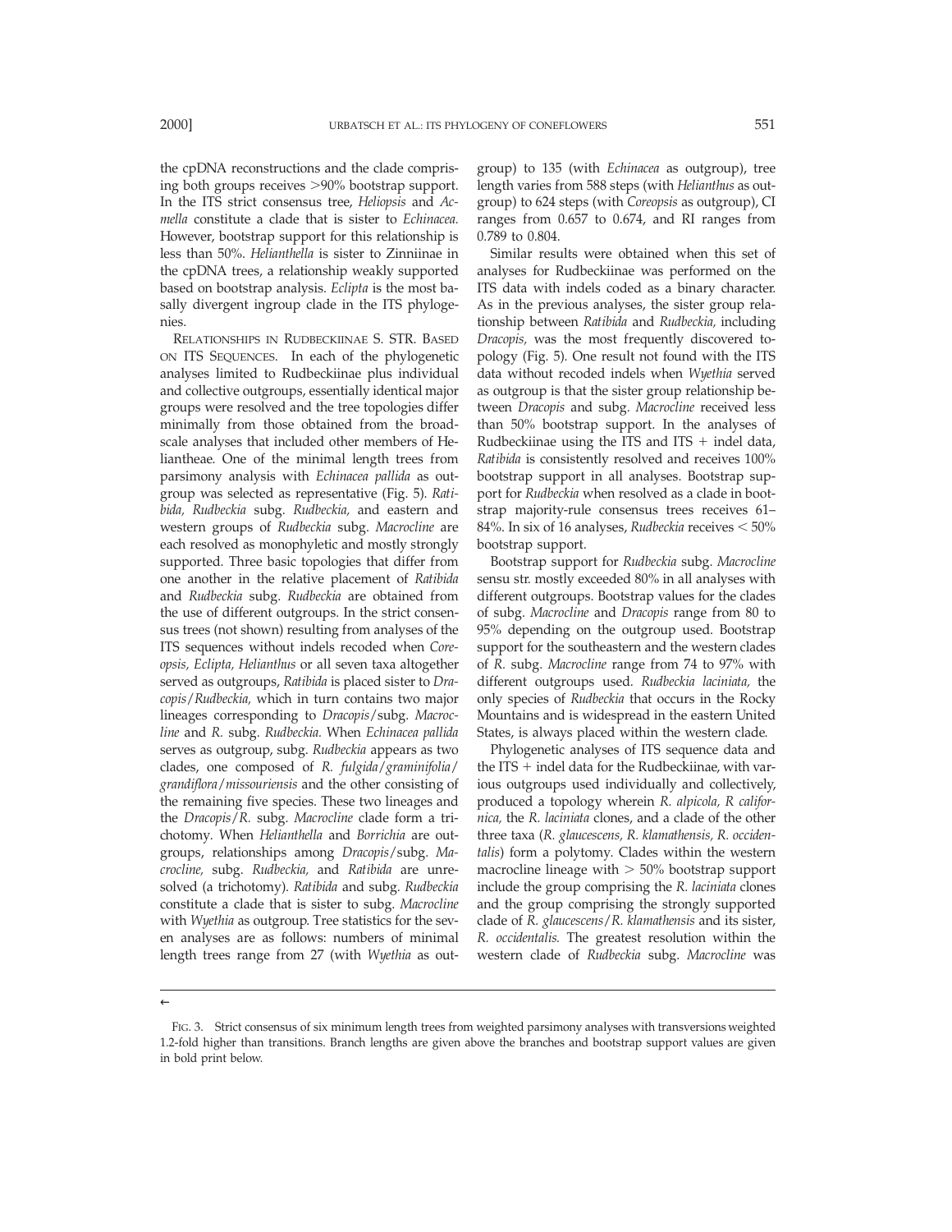the cpDNA reconstructions and the clade comprising both groups receives >90% bootstrap support. In the ITS strict consensus tree, *Heliopsis* and *Acmella* constitute a clade that is sister to *Echinacea.* However, bootstrap support for this relationship is less than 50%. *Helianthella* is sister to Zinniinae in the cpDNA trees, a relationship weakly supported based on bootstrap analysis. *Eclipta* is the most basally divergent ingroup clade in the ITS phylogenies.

RELATIONSHIPS IN RUDBECKIINAE S. STR. BASED ON ITS SEQUENCES. In each of the phylogenetic analyses limited to Rudbeckiinae plus individual and collective outgroups, essentially identical major groups were resolved and the tree topologies differ minimally from those obtained from the broad-scale analyses that included other members of Heliantheae. One of the minimal length trees from parsimony analysis with *Echinacea pallida* as outgroup was selected as representative (Fig. 5). *Ratibida, Rudbeckia* subg. *Rudbeckia,* and eastern and western groups of *Rudbeckia* subg. *Macrocline* are each resolved as monophyletic and mostly strongly supported. Three basic topologies that differ from one another in the relative placement of *Ratibida* and *Rudbeckia* subg. *Rudbeckia* are obtained from the use of different outgroups. In the strict consensus trees (not shown) resulting from analyses of the ITS sequences without indels recoded when *Coreopsis, Eclipta, Helianthus* or all seven taxa altogether served as outgroups, *Ratibida* is placed sister to *Dracopis*/*Rudbeckia,* which in turn contains two major lineages corresponding to *Dracopis*/subg. *Macrocline* and *R.* subg. *Rudbeckia.* When *Echinacea pallida* serves as outgroup, subg. *Rudbeckia* appears as two clades, one composed of *R. fulgida*/*graminifolia*/*grandiflora*/*missouriensis* and the other consisting of the remaining five species. These two lineages and the *Dracopis*/*R.* subg. *Macrocline* clade form a trichotomy. When *Helianthella* and *Borrichia* are outgroups, relationships among *Dracopis*/subg. *Macrocline,* subg. *Rudbeckia,* and *Ratibida* are unresolved (a trichotomy). *Ratibida* and subg. *Rudbeckia* constitute a clade that is sister to subg. *Macrocline* with *Wyethia* as outgroup. Tree statistics for the seven analyses are as follows: numbers of minimal length trees range from 27 (with *Wyethia* as outgroup) to 135 (with *Echinacea* as outgroup), tree length varies from 588 steps (with *Helianthus* as outgroup) to 624 steps (with *Coreopsis* as outgroup), CI ranges from 0.657 to 0.674, and RI ranges from 0.789 to 0.804.

Similar results were obtained when this set of analyses for Rudbeckiinae was performed on the ITS data with indels coded as a binary character. As in the previous analyses, the sister group relationship between *Ratibida* and *Rudbeckia,* including *Dracopis,* was the most frequently discovered topology (Fig. 5). One result not found with the ITS data without recoded indels when *Wyethia* served as outgroup is that the sister group relationship between *Dracopis* and subg. *Macrocline* received less than 50% bootstrap support. In the analyses of Rudbeckiinae using the ITS and ITS + indel data, *Ratibida* is consistently resolved and receives 100% bootstrap support in all analyses. Bootstrap support for *Rudbeckia* when resolved as a clade in bootstrap majority-rule consensus trees receives 61–84%. In six of 16 analyses, *Rudbeckia* receives < 50% bootstrap support.

Bootstrap support for *Rudbeckia* subg. *Macrocline* sensu str. mostly exceeded 80% in all analyses with different outgroups. Bootstrap values for the clades of subg. *Macrocline* and *Dracopis* range from 80 to 95% depending on the outgroup used. Bootstrap support for the southeastern and the western clades of *R.* subg. *Macrocline* range from 74 to 97% with different outgroups used. *Rudbeckia laciniata,* the only species of *Rudbeckia* that occurs in the Rocky Mountains and is widespread in the eastern United States, is always placed within the western clade.

Phylogenetic analyses of ITS sequence data and the ITS + indel data for the Rudbeckiinae, with various outgroups used individually and collectively, produced a topology wherein *R. alpicola, R californica,* the *R. laciniata* clones, and a clade of the other three taxa (*R. glaucescens, R. klamathensis, R. occidentalis*) form a polytomy. Clades within the western macrocline lineage with > 50% bootstrap support include the group comprising the *R. laciniata* clones and the group comprising the strongly supported clade of *R. glaucescens*/*R. klamathensis* and its sister, *R. occidentalis.* The greatest resolution within the western clade of *Rudbeckia* subg. *Macrocline* was

←

FIG. 3. Strict consensus of six minimum length trees from weighted parsimony analyses with transversions weighted 1.2-fold higher than transitions. Branch lengths are given above the branches and bootstrap support values are given in bold print below.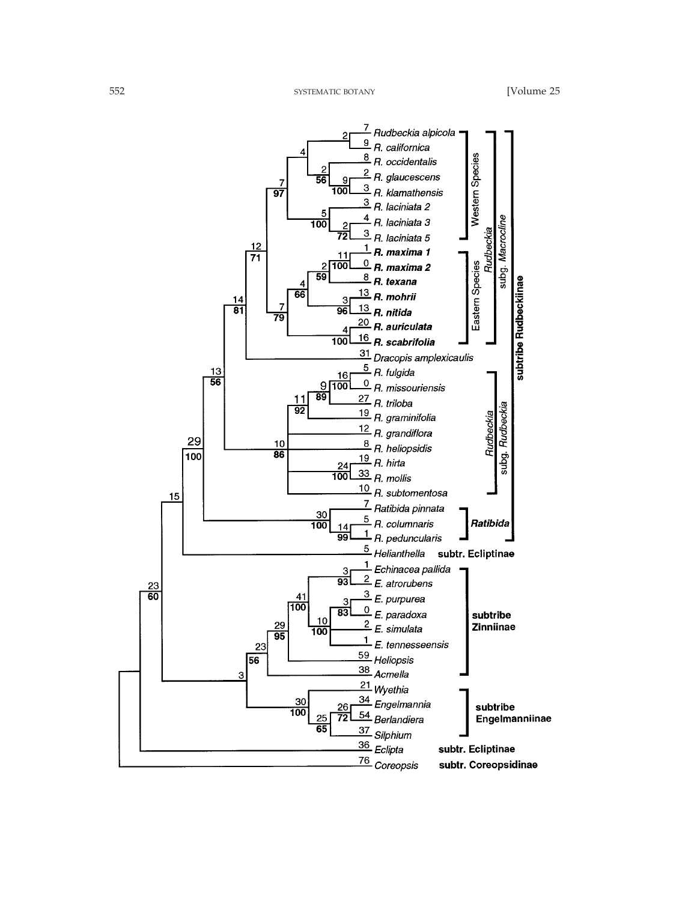Rudbeckia alpicola
R. californica
R. occidentalis
R. glaucescens
R. klamathensis
R. laciniata 2
R. laciniata 3
R. laciniata 5
**R. maxima 1**
**R. maxima 2**
**R. texana**
**R. mohrii**
**R. nitida**
**R. auriculata**
**R. scabrifolia**
Dracopis amplexicaulis
R. fulgida
R. missouriensis
R. triloba
R. graminifolia
R. grandiflora
R. heliopsidis
R. hirta
R. mollis
R. subtomentosa
Ratibida pinnata
R. columnaris
R. peduncularis
Helianthella
Echinacea pallida
E. atrorubens
E. purpurea
E. paradoxa
E. simulata
E. tennesseensis
Heliopsis
Acmella
Wyethia
Engelmannia
Berlandiera
Silphium
Eclipta
Coreopsis

Western Species

Eastern Species

*Rudbeckia* subg. *Macrocline*

*Rudbeckia* subg. *Rudbeckia*

***Ratibida***

**subtribe Rudbeckiinae**

**subtr. Ecliptinae**

**subtribe Zinniinae**

**subtribe Engelmanniinae**

**subtr. Ecliptinae**

**subtr. Coreopsidinae**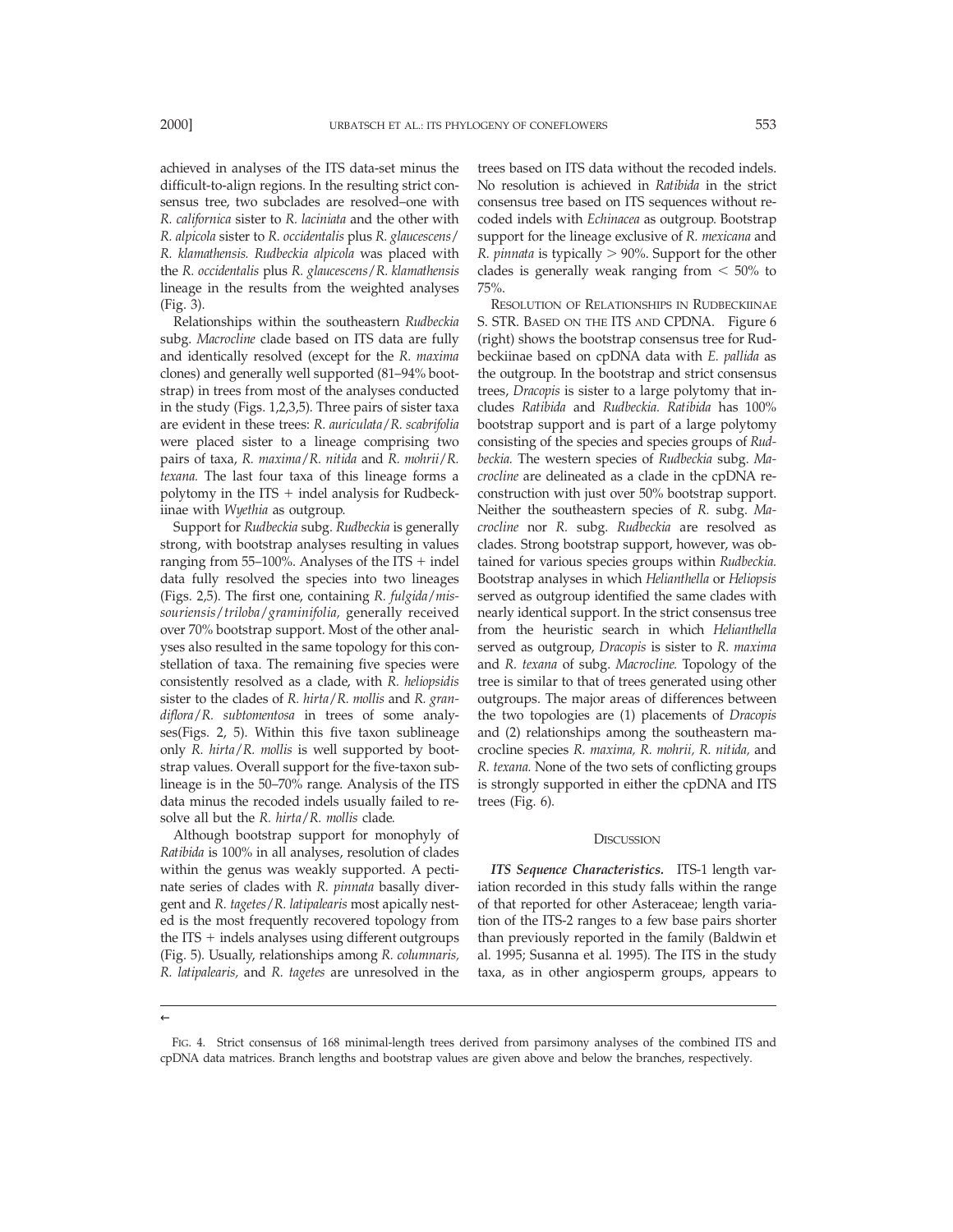achieved in analyses of the ITS data-set minus the difficult-to-align regions. In the resulting strict consensus tree, two subclades are resolved–one with *R. californica* sister to *R. laciniata* and the other with *R. alpicola* sister to *R. occidentalis* plus *R. glaucescens*/*R. klamathensis. Rudbeckia alpicola* was placed with the *R. occidentalis* plus *R. glaucescens*/*R. klamathensis* lineage in the results from the weighted analyses (Fig. 3).

Relationships within the southeastern *Rudbeckia* subg. *Macrocline* clade based on ITS data are fully and identically resolved (except for the *R. maxima* clones) and generally well supported (81–94% bootstrap) in trees from most of the analyses conducted in the study (Figs. 1,2,3,5). Three pairs of sister taxa are evident in these trees: *R. auriculata*/*R. scabrifolia* were placed sister to a lineage comprising two pairs of taxa, *R. maxima*/*R. nitida* and *R. mohrii*/*R. texana.* The last four taxa of this lineage forms a polytomy in the ITS + indel analysis for Rudbeckiinae with *Wyethia* as outgroup.

Support for *Rudbeckia* subg. *Rudbeckia* is generally strong, with bootstrap analyses resulting in values ranging from 55–100%. Analyses of the ITS + indel data fully resolved the species into two lineages (Figs. 2,5). The first one, containing *R. fulgida*/*missouriensis*/*triloba*/*graminifolia,* generally received over 70% bootstrap support. Most of the other analyses also resulted in the same topology for this constellation of taxa. The remaining five species were consistently resolved as a clade, with *R. heliopsidis* sister to the clades of *R. hirta*/*R. mollis* and *R. grandiflora*/*R. subtomentosa* in trees of some analyses(Figs. 2, 5). Within this five taxon sublineage only *R. hirta*/*R. mollis* is well supported by bootstrap values. Overall support for the five-taxon sublineage is in the 50–70% range. Analysis of the ITS data minus the recoded indels usually failed to resolve all but the *R. hirta*/*R. mollis* clade.

Although bootstrap support for monophyly of *Ratibida* is 100% in all analyses, resolution of clades within the genus was weakly supported. A pectinate series of clades with *R. pinnata* basally divergent and *R. tagetes*/*R. latipalearis* most apically nested is the most frequently recovered topology from the ITS + indels analyses using different outgroups (Fig. 5). Usually, relationships among *R. columnaris, R. latipalearis,* and *R. tagetes* are unresolved in the trees based on ITS data without the recoded indels. No resolution is achieved in *Ratibida* in the strict consensus tree based on ITS sequences without recoded indels with *Echinacea* as outgroup. Bootstrap support for the lineage exclusive of *R. mexicana* and *R. pinnata* is typically > 90%. Support for the other clades is generally weak ranging from < 50% to 75%.

Resolution of Relationships in Rudbeckiinae s. str. Based on the ITS and cpDNA. Figure 6 (right) shows the bootstrap consensus tree for Rudbeckiinae based on cpDNA data with *E. pallida* as the outgroup. In the bootstrap and strict consensus trees, *Dracopis* is sister to a large polytomy that includes *Ratibida* and *Rudbeckia. Ratibida* has 100% bootstrap support and is part of a large polytomy consisting of the species and species groups of *Rudbeckia.* The western species of *Rudbeckia* subg. *Macrocline* are delineated as a clade in the cpDNA reconstruction with just over 50% bootstrap support. Neither the southeastern species of *R.* subg. *Macrocline* nor *R.* subg. *Rudbeckia* are resolved as clades. Strong bootstrap support, however, was obtained for various species groups within *Rudbeckia.* Bootstrap analyses in which *Helianthella* or *Heliopsis* served as outgroup identified the same clades with nearly identical support. In the strict consensus tree from the heuristic search in which *Helianthella* served as outgroup, *Dracopis* is sister to *R. maxima* and *R. texana* of subg. *Macrocline.* Topology of the tree is similar to that of trees generated using other outgroups. The major areas of differences between the two topologies are (1) placements of *Dracopis* and (2) relationships among the southeastern macrocline species *R. maxima, R. mohrii, R. nitida,* and *R. texana.* None of the two sets of conflicting groups is strongly supported in either the cpDNA and ITS trees (Fig. 6).

## Discussion

***ITS Sequence Characteristics.*** ITS-1 length variation recorded in this study falls within the range of that reported for other Asteraceae; length variation of the ITS-2 ranges to a few base pairs shorter than previously reported in the family (Baldwin et al. 1995; Susanna et al. 1995). The ITS in the study taxa, as in other angiosperm groups, appears to

←

Fig. 4. Strict consensus of 168 minimal-length trees derived from parsimony analyses of the combined ITS and cpDNA data matrices. Branch lengths and bootstrap values are given above and below the branches, respectively.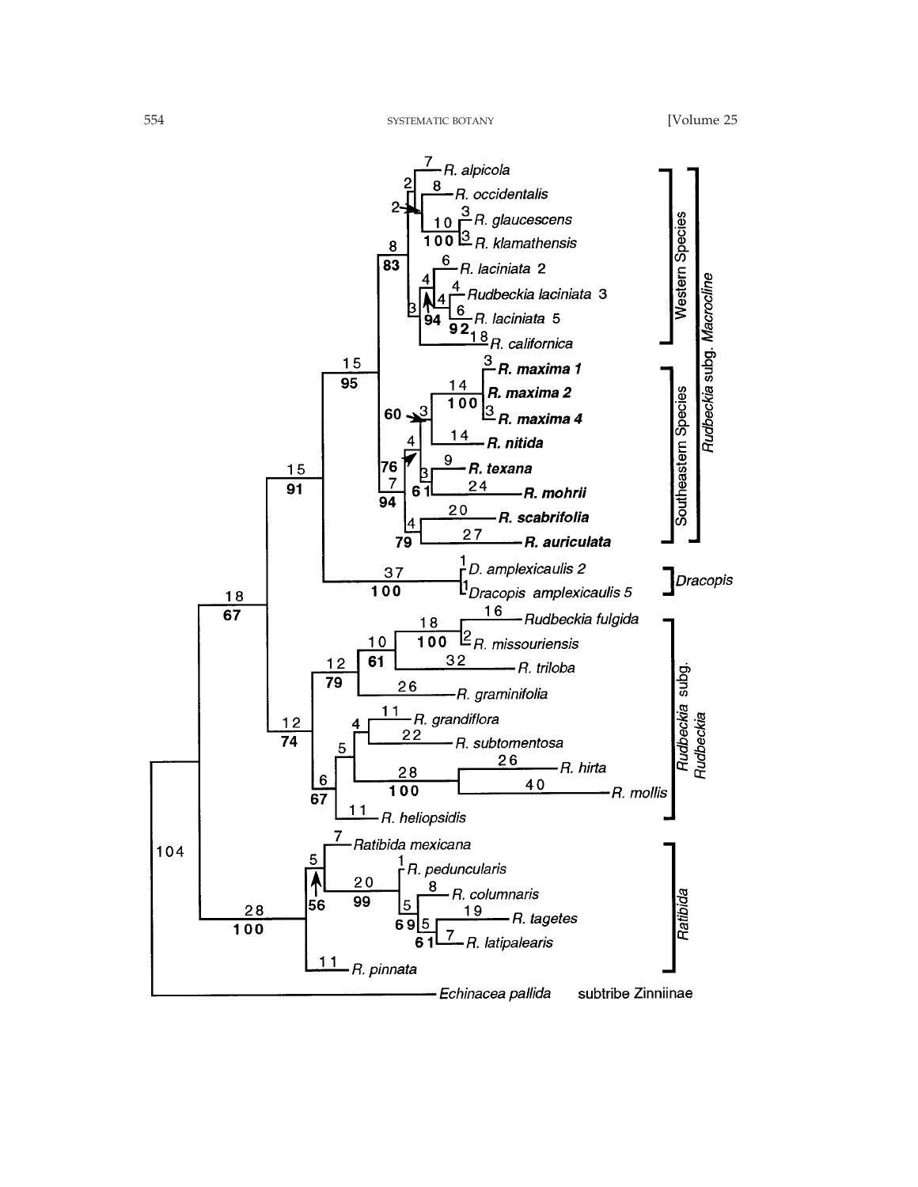*R. alpicola*
*R. occidentalis*
*R. glaucescens*
*R. klamathensis*
*R. laciniata* 2
*Rudbeckia laciniata* 3
*R. laciniata* 5
*R. californica*
***R. maxima 1***
***R. maxima 2***
***R. maxima 4***
***R. nitida***
***R. texana***
***R. mohrii***
***R. scabrifolia***
***R. auriculata***
*D. amplexicaulis 2*
*Dracopis amplexicaulis 5*
*Rudbeckia fulgida*
*R. missouriensis*
*R. triloba*
*R. graminifolia*
*R. grandiflora*
*R. subtomentosa*
*R. hirta*
*R. mollis*
*R. heliopsidis*
*Ratibida mexicana*
*R. peduncularis*
*R. columnaris*
*R. tagetes*
*R. latipalearis*
*R. pinnata*
*Echinacea pallida* subtribe Zinniinae

Western Species

Southeastern Species

*Rudbeckia* subg. *Macrocline*

*Dracopis*

*Rudbeckia* subg. *Rudbeckia*

*Ratibida*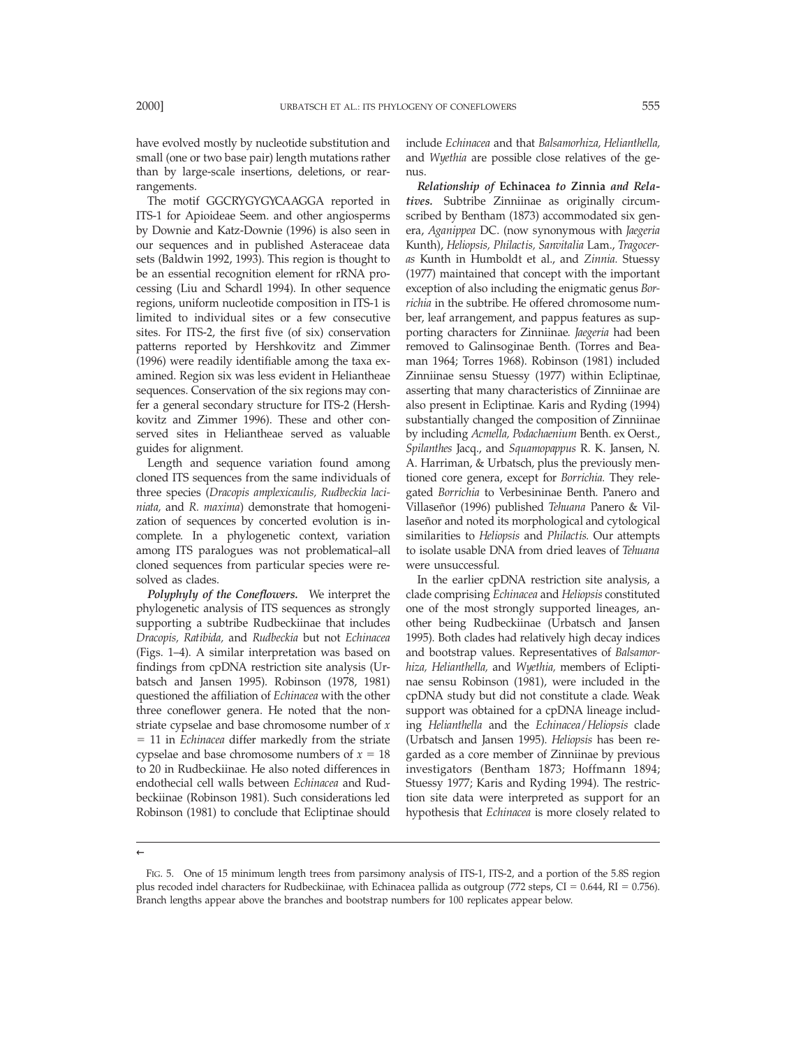have evolved mostly by nucleotide substitution and small (one or two base pair) length mutations rather than by large-scale insertions, deletions, or rearrangements.

The motif GGCRYGYGYCAAGGA reported in ITS-1 for Apioideae Seem. and other angiosperms by Downie and Katz-Downie (1996) is also seen in our sequences and in published Asteraceae data sets (Baldwin 1992, 1993). This region is thought to be an essential recognition element for rRNA processing (Liu and Schardl 1994). In other sequence regions, uniform nucleotide composition in ITS-1 is limited to individual sites or a few consecutive sites. For ITS-2, the first five (of six) conservation patterns reported by Hershkovitz and Zimmer (1996) were readily identifiable among the taxa examined. Region six was less evident in Heliantheae sequences. Conservation of the six regions may confer a general secondary structure for ITS-2 (Hershkovitz and Zimmer 1996). These and other conserved sites in Heliantheae served as valuable guides for alignment.

Length and sequence variation found among cloned ITS sequences from the same individuals of three species (*Dracopis amplexicaulis, Rudbeckia laciniata,* and *R. maxima*) demonstrate that homogenization of sequences by concerted evolution is incomplete. In a phylogenetic context, variation among ITS paralogues was not problematical–all cloned sequences from particular species were resolved as clades.

***Polyphyly of the Coneflowers.*** We interpret the phylogenetic analysis of ITS sequences as strongly supporting a subtribe Rudbeckiinae that includes *Dracopis, Ratibida,* and *Rudbeckia* but not *Echinacea* (Figs. 1–4). A similar interpretation was based on findings from cpDNA restriction site analysis (Urbatsch and Jansen 1995). Robinson (1978, 1981) questioned the affiliation of *Echinacea* with the other three coneflower genera. He noted that the nonstriate cypselae and base chromosome number of $x = 11$ in *Echinacea* differ markedly from the striate cypselae and base chromosome numbers of $x = 18$ to 20 in Rudbeckiinae. He also noted differences in endothecial cell walls between *Echinacea* and Rudbeckiinae (Robinson 1981). Such considerations led Robinson (1981) to conclude that Ecliptinae should include *Echinacea* and that *Balsamorhiza, Helianthella,* and *Wyethia* are possible close relatives of the genus.

***Relationship of* Echinacea *to* Zinnia *and Relatives.*** Subtribe Zinniinae as originally circumscribed by Bentham (1873) accommodated six genera, *Aganippea* DC. (now synonymous with *Jaegeria* Kunth), *Heliopsis, Philactis, Sanvitalia* Lam., *Tragoceras* Kunth in Humboldt et al., and *Zinnia.* Stuessy (1977) maintained that concept with the important exception of also including the enigmatic genus *Borrichia* in the subtribe. He offered chromosome number, leaf arrangement, and pappus features as supporting characters for Zinniinae. *Jaegeria* had been removed to Galinsoginae Benth. (Torres and Beaman 1964; Torres 1968). Robinson (1981) included Zinniinae sensu Stuessy (1977) within Ecliptinae, asserting that many characteristics of Zinniinae are also present in Ecliptinae. Karis and Ryding (1994) substantially changed the composition of Zinniinae by including *Acmella, Podachaenium* Benth. ex Oerst., *Spilanthes* Jacq., and *Squamopappus* R. K. Jansen, N. A. Harriman, & Urbatsch, plus the previously mentioned core genera, except for *Borrichia.* They relegated *Borrichia* to Verbesininae Benth. Panero and Villaseñor (1996) published *Tehuana* Panero & Villaseñor and noted its morphological and cytological similarities to *Heliopsis* and *Philactis.* Our attempts to isolate usable DNA from dried leaves of *Tehuana* were unsuccessful.

In the earlier cpDNA restriction site analysis, a clade comprising *Echinacea* and *Heliopsis* constituted one of the most strongly supported lineages, another being Rudbeckiinae (Urbatsch and Jansen 1995). Both clades had relatively high decay indices and bootstrap values. Representatives of *Balsamorhiza, Helianthella,* and *Wyethia,* members of Ecliptinae sensu Robinson (1981), were included in the cpDNA study but did not constitute a clade. Weak support was obtained for a cpDNA lineage including *Helianthella* and the *Echinacea*/*Heliopsis* clade (Urbatsch and Jansen 1995). *Heliopsis* has been regarded as a core member of Zinniinae by previous investigators (Bentham 1873; Hoffmann 1894; Stuessy 1977; Karis and Ryding 1994). The restriction site data were interpreted as support for an hypothesis that *Echinacea* is more closely related to

←

FIG. 5. One of 15 minimum length trees from parsimony analysis of ITS-1, ITS-2, and a portion of the 5.8S region plus recoded indel characters for Rudbeckiinae, with Echinacea pallida as outgroup (772 steps, CI = 0.644, RI = 0.756). Branch lengths appear above the branches and bootstrap numbers for 100 replicates appear below.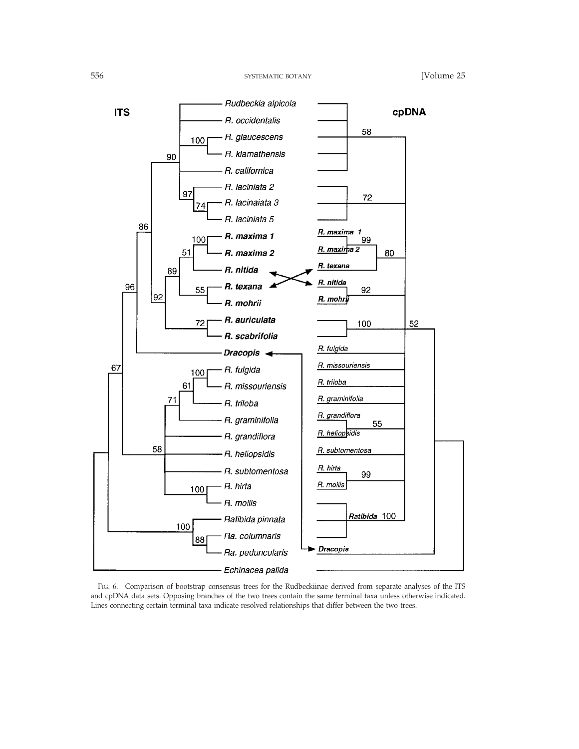Fig. 6. Comparison of bootstrap consensus trees for the Rudbeckiinae derived from separate analyses of the ITS and cpDNA data sets. Opposing branches of the two trees contain the same terminal taxa unless otherwise indicated. Lines connecting certain terminal taxa indicate resolved relationships that differ between the two trees.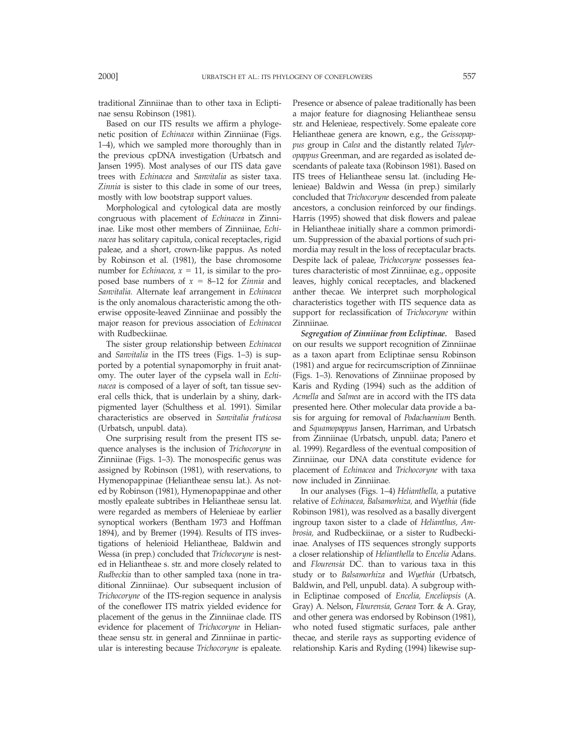traditional Zinniinae than to other taxa in Ecliptinae sensu Robinson (1981).

Based on our ITS results we affirm a phylogenetic position of *Echinacea* within Zinniinae (Figs. 1–4), which we sampled more thoroughly than in the previous cpDNA investigation (Urbatsch and Jansen 1995). Most analyses of our ITS data gave trees with *Echinacea* and *Sanvitalia* as sister taxa. *Zinnia* is sister to this clade in some of our trees, mostly with low bootstrap support values.

Morphological and cytological data are mostly congruous with placement of *Echinacea* in Zinniinae. Like most other members of Zinniinae, *Echinacea* has solitary capitula, conical receptacles, rigid paleae, and a short, crown-like pappus. As noted by Robinson et al. (1981), the base chromosome number for *Echinacea*, $x = 11$, is similar to the proposed base numbers of $x = 8$–$12$ for *Zinnia* and *Sanvitalia.* Alternate leaf arrangement in *Echinacea* is the only anomalous characteristic among the otherwise opposite-leaved Zinniinae and possibly the major reason for previous association of *Echinacea* with Rudbeckiinae.

The sister group relationship between *Echinacea* and *Sanvitalia* in the ITS trees (Figs. 1–3) is supported by a potential synapomorphy in fruit anatomy. The outer layer of the cypsela wall in *Echinacea* is composed of a layer of soft, tan tissue several cells thick, that is underlain by a shiny, dark-pigmented layer (Schulthess et al. 1991). Similar characteristics are observed in *Sanvitalia fruticosa* (Urbatsch, unpubl. data).

One surprising result from the present ITS sequence analyses is the inclusion of *Trichocoryne* in Zinniinae (Figs. 1–3). The monospecific genus was assigned by Robinson (1981), with reservations, to Hymenopappinae (Heliantheae sensu lat.). As noted by Robinson (1981), Hymenopappinae and other mostly epaleate subtribes in Heliantheae sensu lat. were regarded as members of Helenieae by earlier synoptical workers (Bentham 1973 and Hoffman 1894), and by Bremer (1994). Results of ITS investigations of helenioid Heliantheae, Baldwin and Wessa (in prep.) concluded that *Trichocoryne* is nested in Heliantheae s. str. and more closely related to *Rudbeckia* than to other sampled taxa (none in traditional Zinniinae). Our subsequent inclusion of *Trichocoryne* of the ITS-region sequence in analysis of the coneflower ITS matrix yielded evidence for placement of the genus in the Zinniinae clade. ITS evidence for placement of *Trichocoryne* in Heliantheae sensu str. in general and Zinniinae in particular is interesting because *Trichocoryne* is epaleate. Presence or absence of paleae traditionally has been a major feature for diagnosing Heliantheae sensu str. and Helenieae, respectively. Some epaleate core Heliantheae genera are known, e.g., the *Geissopappus* group in *Calea* and the distantly related *Tyleropappus* Greenman, and are regarded as isolated descendants of paleate taxa (Robinson 1981). Based on ITS trees of Heliantheae sensu lat. (including Helenieae) Baldwin and Wessa (in prep.) similarly concluded that *Trichocoryne* descended from paleate ancestors, a conclusion reinforced by our findings. Harris (1995) showed that disk flowers and paleae in Heliantheae initially share a common primordium. Suppression of the abaxial portions of such primordia may result in the loss of receptacular bracts. Despite lack of paleae, *Trichocoryne* possesses features characteristic of most Zinniinae, e.g., opposite leaves, highly conical receptacles, and blackened anther thecae. We interpret such morphological characteristics together with ITS sequence data as support for reclassification of *Trichocoryne* within Zinniinae.

***Segregation of Zinniinae from Ecliptinae.*** Based on our results we support recognition of Zinniinae as a taxon apart from Ecliptinae sensu Robinson (1981) and argue for recircumscription of Zinniinae (Figs. 1–3). Renovations of Zinniinae proposed by Karis and Ryding (1994) such as the addition of *Acmella* and *Salmea* are in accord with the ITS data presented here. Other molecular data provide a basis for arguing for removal of *Podachaenium* Benth. and *Squamopappus* Jansen, Harriman, and Urbatsch from Zinniinae (Urbatsch, unpubl. data; Panero et al. 1999). Regardless of the eventual composition of Zinniinae, our DNA data constitute evidence for placement of *Echinacea* and *Trichocoryne* with taxa now included in Zinniinae.

In our analyses (Figs. 1–4) *Helianthella,* a putative relative of *Echinacea, Balsamorhiza,* and *Wyethia* (fide Robinson 1981), was resolved as a basally divergent ingroup taxon sister to a clade of *Helianthus, Ambrosia,* and Rudbeckiinae, or a sister to Rudbeckiinae. Analyses of ITS sequences strongly supports a closer relationship of *Helianthella* to *Encelia* Adans. and *Flourensia* DC. than to various taxa in this study or to *Balsamorhiza* and *Wyethia* (Urbatsch, Baldwin, and Pell, unpubl. data). A subgroup within Ecliptinae composed of *Encelia, Enceliopsis* (A. Gray) A. Nelson, *Flourensia, Geraea* Torr. & A. Gray, and other genera was endorsed by Robinson (1981), who noted fused stigmatic surfaces, pale anther thecae, and sterile rays as supporting evidence of relationship. Karis and Ryding (1994) likewise sup-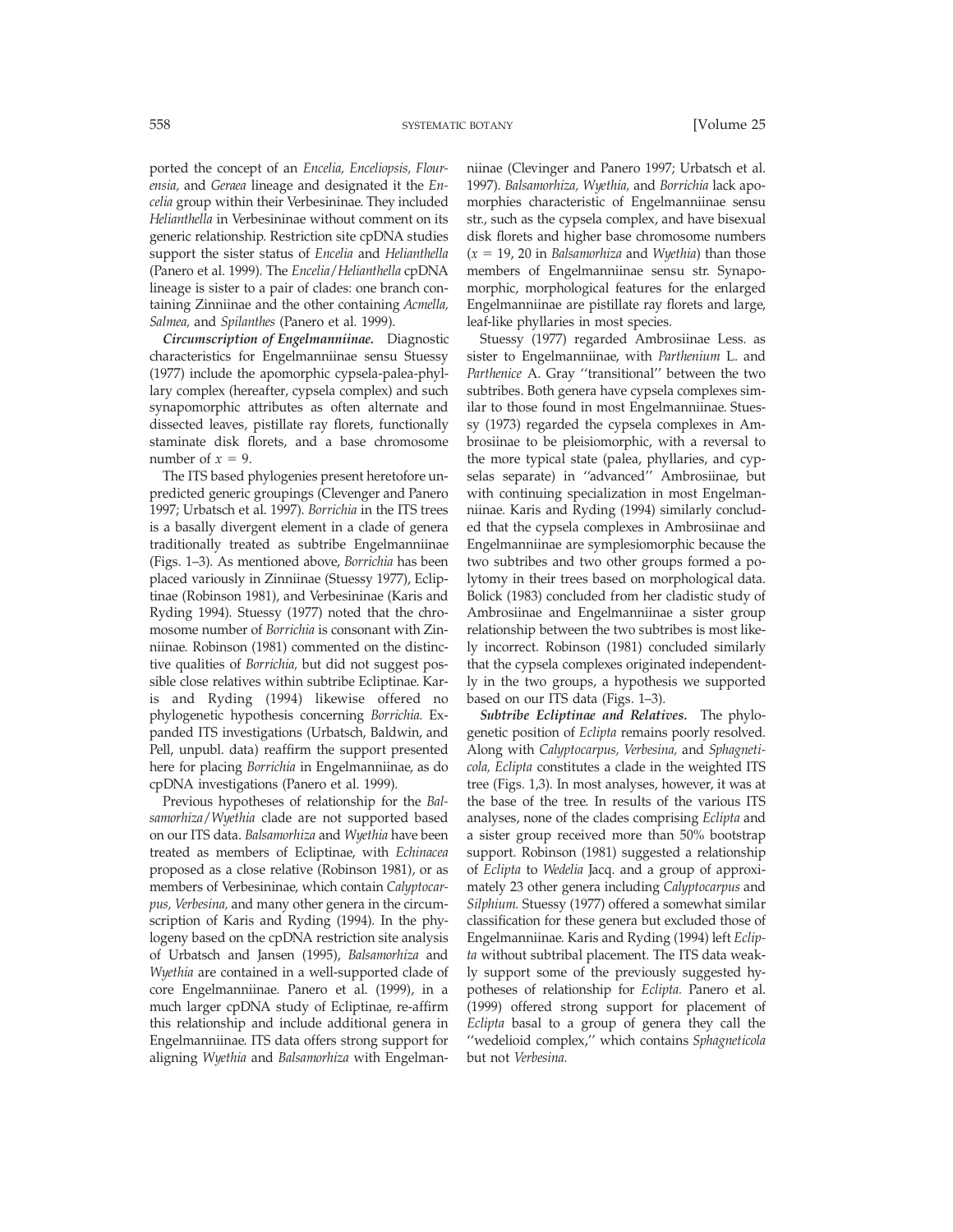ported the concept of an *Encelia, Enceliopsis, Flourensia,* and *Geraea* lineage and designated it the *Encelia* group within their Verbesininae. They included *Helianthella* in Verbesininae without comment on its generic relationship. Restriction site cpDNA studies support the sister status of *Encelia* and *Helianthella* (Panero et al. 1999). The *Encelia/Helianthella* cpDNA lineage is sister to a pair of clades: one branch containing Zinniinae and the other containing *Acmella, Salmea,* and *Spilanthes* (Panero et al. 1999).

***Circumscription of Engelmanniinae.*** Diagnostic characteristics for Engelmanniinae sensu Stuessy (1977) include the apomorphic cypsela-palea-phyllary complex (hereafter, cypsela complex) and such synapomorphic attributes as often alternate and dissected leaves, pistillate ray florets, functionally staminate disk florets, and a base chromosome number of $x = 9$.

The ITS based phylogenies present heretofore unpredicted generic groupings (Clevenger and Panero 1997; Urbatsch et al. 1997). *Borrichia* in the ITS trees is a basally divergent element in a clade of genera traditionally treated as subtribe Engelmanniinae (Figs. 1–3). As mentioned above, *Borrichia* has been placed variously in Zinniinae (Stuessy 1977), Ecliptinae (Robinson 1981), and Verbesininae (Karis and Ryding 1994). Stuessy (1977) noted that the chromosome number of *Borrichia* is consonant with Zinniinae. Robinson (1981) commented on the distinctive qualities of *Borrichia,* but did not suggest possible close relatives within subtribe Ecliptinae. Karis and Ryding (1994) likewise offered no phylogenetic hypothesis concerning *Borrichia.* Expanded ITS investigations (Urbatsch, Baldwin, and Pell, unpubl. data) reaffirm the support presented here for placing *Borrichia* in Engelmanniinae, as do cpDNA investigations (Panero et al. 1999).

Previous hypotheses of relationship for the *Balsamorhiza/Wyethia* clade are not supported based on our ITS data. *Balsamorhiza* and *Wyethia* have been treated as members of Ecliptinae, with *Echinacea* proposed as a close relative (Robinson 1981), or as members of Verbesininae, which contain *Calyptocarpus, Verbesina,* and many other genera in the circumscription of Karis and Ryding (1994). In the phylogeny based on the cpDNA restriction site analysis of Urbatsch and Jansen (1995), *Balsamorhiza* and *Wyethia* are contained in a well-supported clade of core Engelmanniinae. Panero et al. (1999), in a much larger cpDNA study of Ecliptinae, re-affirm this relationship and include additional genera in Engelmanniinae. ITS data offers strong support for aligning *Wyethia* and *Balsamorhiza* with Engelmanniinae (Clevinger and Panero 1997; Urbatsch et al. 1997). *Balsamorhiza, Wyethia,* and *Borrichia* lack apomorphies characteristic of Engelmanniinae sensu str., such as the cypsela complex, and have bisexual disk florets and higher base chromosome numbers ($x = 19$, 20 in *Balsamorhiza* and *Wyethia*) than those members of Engelmanniinae sensu str. Synapomorphic, morphological features for the enlarged Engelmanniinae are pistillate ray florets and large, leaf-like phyllaries in most species.

Stuessy (1977) regarded Ambrosiinae Less. as sister to Engelmanniinae, with *Parthenium* L. and *Parthenice* A. Gray ''transitional'' between the two subtribes. Both genera have cypsela complexes similar to those found in most Engelmanniinae. Stuessy (1973) regarded the cypsela complexes in Ambrosiinae to be pleisiomorphic, with a reversal to the more typical state (palea, phyllaries, and cypselas separate) in ''advanced'' Ambrosiinae, but with continuing specialization in most Engelmanniinae. Karis and Ryding (1994) similarly concluded that the cypsela complexes in Ambrosiinae and Engelmanniinae are symplesiomorphic because the two subtribes and two other groups formed a polytomy in their trees based on morphological data. Bolick (1983) concluded from her cladistic study of Ambrosiinae and Engelmanniinae a sister group relationship between the two subtribes is most likely incorrect. Robinson (1981) concluded similarly that the cypsela complexes originated independently in the two groups, a hypothesis we supported based on our ITS data (Figs. 1–3).

***Subtribe Ecliptinae and Relatives.*** The phylogenetic position of *Eclipta* remains poorly resolved. Along with *Calyptocarpus, Verbesina,* and *Sphagneticola, Eclipta* constitutes a clade in the weighted ITS tree (Figs. 1,3). In most analyses, however, it was at the base of the tree. In results of the various ITS analyses, none of the clades comprising *Eclipta* and a sister group received more than 50% bootstrap support. Robinson (1981) suggested a relationship of *Eclipta* to *Wedelia* Jacq. and a group of approximately 23 other genera including *Calyptocarpus* and *Silphium.* Stuessy (1977) offered a somewhat similar classification for these genera but excluded those of Engelmanniinae. Karis and Ryding (1994) left *Eclipta* without subtribal placement. The ITS data weakly support some of the previously suggested hypotheses of relationship for *Eclipta.* Panero et al. (1999) offered strong support for placement of *Eclipta* basal to a group of genera they call the ''wedelioid complex,'' which contains *Sphagneticola* but not *Verbesina.*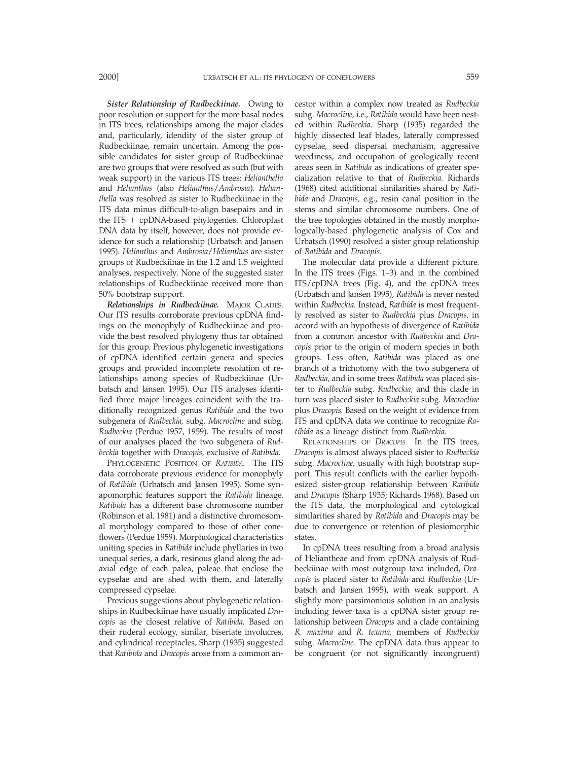***Sister Relationship of Rudbeckiinae.*** Owing to poor resolution or support for the more basal nodes in ITS trees, relationships among the major clades and, particularly, idendity of the sister group of Rudbeckiinae, remain uncertain. Among the possible candidates for sister group of Rudbeckiinae are two groups that were resolved as such (but with weak support) in the various ITS trees: *Helianthella* and *Helianthus* (also *Helianthus*/*Ambrosia*). *Helianthella* was resolved as sister to Rudbeckiinae in the ITS data minus difficult-to-align basepairs and in the ITS + cpDNA-based phylogenies. Chloroplast DNA data by itself, however, does not provide evidence for such a relationship (Urbatsch and Jansen 1995). *Helianthus* and *Ambrosia*/*Helianthus* are sister groups of Rudbeckiinae in the 1.2 and 1.5 weighted analyses, respectively. None of the suggested sister relationships of Rudbeckiinae received more than 50% bootstrap support.

***Relationships in Rudbeckiinae.*** MAJOR CLADES. Our ITS results corroborate previous cpDNA findings on the monophyly of Rudbeckiinae and provide the best resolved phylogeny thus far obtained for this group. Previous phylogenetic investigations of cpDNA identified certain genera and species groups and provided incomplete resolution of relationships among species of Rudbeckiinae (Urbatsch and Jansen 1995). Our ITS analyses identified three major lineages coincident with the traditionally recognized genus *Ratibida* and the two subgenera of *Rudbeckia,* subg. *Macrocline* and subg. *Rudbeckia* (Perdue 1957, 1959). The results of most of our analyses placed the two subgenera of *Rudbeckia* together with *Dracopis,* exclusive of *Ratibida.*

PHYLOGENETIC POSITION OF *RATIBIDA.* The ITS data corroborate previous evidence for monophyly of *Ratibida* (Urbatsch and Jansen 1995). Some synapomorphic features support the *Ratibida* lineage. *Ratibida* has a different base chromosome number (Robinson et al. 1981) and a distinctive chromosomal morphology compared to those of other coneflowers (Perdue 1959). Morphological characteristics uniting species in *Ratibida* include phyllaries in two unequal series, a dark, resinous gland along the adaxial edge of each palea, paleae that enclose the cypselae and are shed with them, and laterally compressed cypselae.

Previous suggestions about phylogenetic relationships in Rudbeckiinae have usually implicated *Dracopis* as the closest relative of *Ratibida.* Based on their ruderal ecology, similar, biseriate involucres, and cylindrical receptacles, Sharp (1935) suggested that *Ratibida* and *Dracopis* arose from a common ancestor within a complex now treated as *Rudbeckia* subg. *Macrocline,* i.e., *Ratibida* would have been nested within *Rudbeckia.* Sharp (1935) regarded the highly dissected leaf blades, laterally compressed cypselae, seed dispersal mechanism, aggressive weediness, and occupation of geologically recent areas seen in *Ratibida* as indications of greater specialization relative to that of *Rudbeckia.* Richards (1968) cited additional similarities shared by *Ratibida* and *Dracopis,* e.g., resin canal position in the stems and similar chromosome numbers. One of the tree topologies obtained in the mostly morphologically-based phylogenetic analysis of Cox and Urbatsch (1990) resolved a sister group relationship of *Ratibida* and *Dracopis.*

The molecular data provide a different picture. In the ITS trees (Figs. 1–3) and in the combined ITS/cpDNA trees (Fig. 4), and the cpDNA trees (Urbatsch and Jansen 1995), *Ratibida* is never nested within *Rudbeckia.* Instead, *Ratibida* is most frequently resolved as sister to *Rudbeckia* plus *Dracopis,* in accord with an hypothesis of divergence of *Ratibida* from a common ancestor with *Rudbeckia* and *Dracopis* prior to the origin of modern species in both groups. Less often, *Ratibida* was placed as one branch of a trichotomy with the two subgenera of *Rudbeckia,* and in some trees *Ratibida* was placed sister to *Rudbeckia* subg. *Rudbeckia,* and this clade in turn was placed sister to *Rudbeckia* subg. *Macrocline* plus *Dracopis.* Based on the weight of evidence from ITS and cpDNA data we continue to recognize *Ratibida* as a lineage distinct from *Rudbeckia.*

RELATIONSHIPS OF *DRACOPIS.* In the ITS trees, *Dracopis* is almost always placed sister to *Rudbeckia* subg. *Macrocline,* usually with high bootstrap support. This result conflicts with the earlier hypothesized sister-group relationship between *Ratibida* and *Dracopis* (Sharp 1935; Richards 1968). Based on the ITS data, the morphological and cytological similarities shared by *Ratibida* and *Dracopis* may be due to convergence or retention of plesiomorphic states.

In cpDNA trees resulting from a broad analysis of Heliantheae and from cpDNA analysis of Rudbeckiinae with most outgroup taxa included, *Dracopis* is placed sister to *Ratibida* and *Rudbeckia* (Urbatsch and Jansen 1995), with weak support. A slightly more parsimonious solution in an analysis including fewer taxa is a cpDNA sister group relationship between *Dracopis* and a clade containing *R. maxima* and *R. texana,* members of *Rudbeckia* subg. *Macrocline.* The cpDNA data thus appear to be congruent (or not significantly incongruent)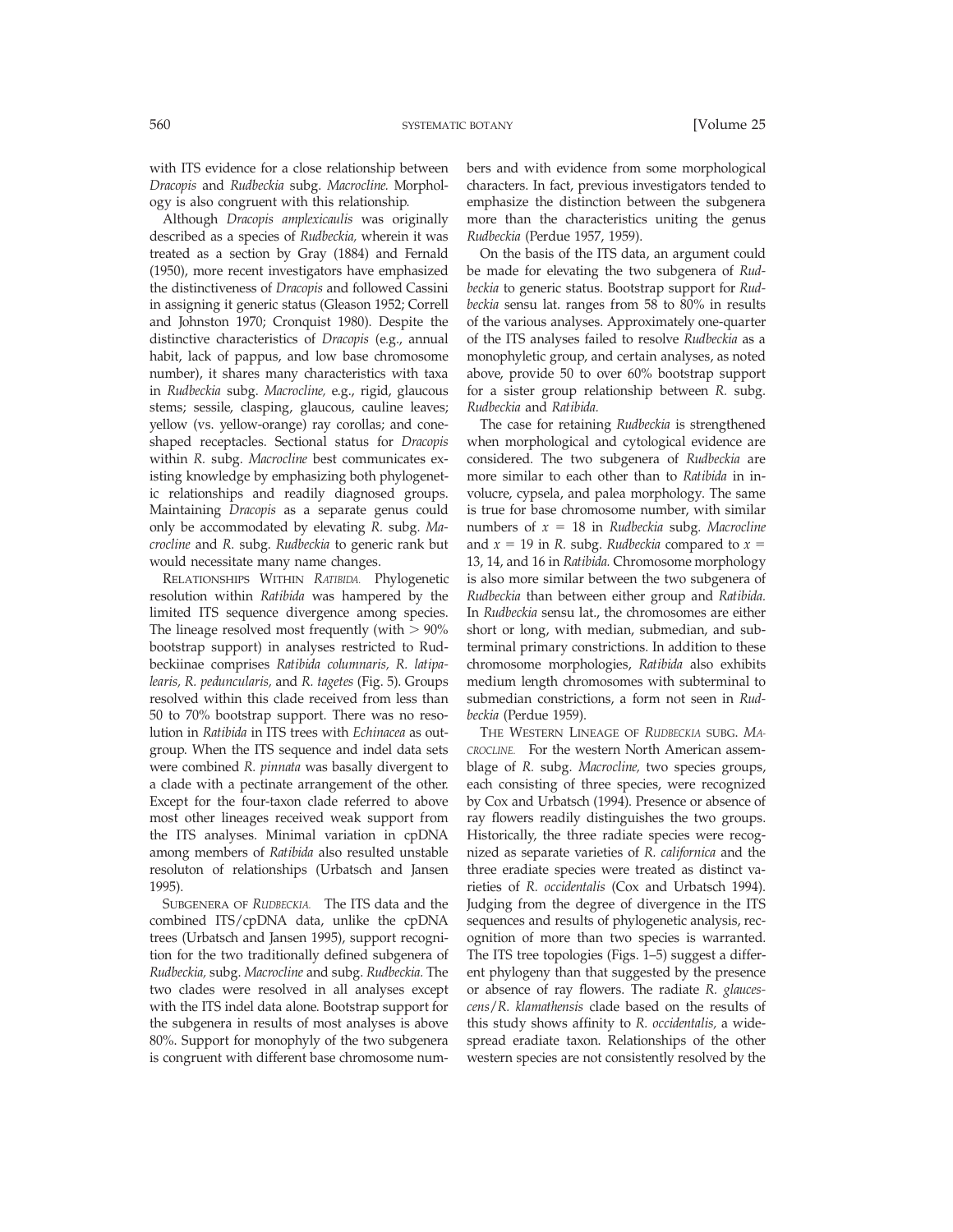with ITS evidence for a close relationship between *Dracopis* and *Rudbeckia* subg. *Macrocline.* Morphology is also congruent with this relationship.

Although *Dracopis amplexicaulis* was originally described as a species of *Rudbeckia,* wherein it was treated as a section by Gray (1884) and Fernald (1950), more recent investigators have emphasized the distinctiveness of *Dracopis* and followed Cassini in assigning it generic status (Gleason 1952; Correll and Johnston 1970; Cronquist 1980). Despite the distinctive characteristics of *Dracopis* (e.g., annual habit, lack of pappus, and low base chromosome number), it shares many characteristics with taxa in *Rudbeckia* subg. *Macrocline,* e.g., rigid, glaucous stems; sessile, clasping, glaucous, cauline leaves; yellow (vs. yellow-orange) ray corollas; and cone-shaped receptacles. Sectional status for *Dracopis* within *R.* subg. *Macrocline* best communicates existing knowledge by emphasizing both phylogenetic relationships and readily diagnosed groups. Maintaining *Dracopis* as a separate genus could only be accommodated by elevating *R.* subg. *Macrocline* and *R.* subg. *Rudbeckia* to generic rank but would necessitate many name changes.

Relationships Within *Ratibida.* Phylogenetic resolution within *Ratibida* was hampered by the limited ITS sequence divergence among species. The lineage resolved most frequently (with > 90% bootstrap support) in analyses restricted to Rudbeckiinae comprises *Ratibida columnaris, R. latipalearis, R. peduncularis,* and *R. tagetes* (Fig. 5). Groups resolved within this clade received from less than 50 to 70% bootstrap support. There was no resolution in *Ratibida* in ITS trees with *Echinacea* as outgroup. When the ITS sequence and indel data sets were combined *R. pinnata* was basally divergent to a clade with a pectinate arrangement of the other. Except for the four-taxon clade referred to above most other lineages received weak support from the ITS analyses. Minimal variation in cpDNA among members of *Ratibida* also resulted unstable resoluton of relationships (Urbatsch and Jansen 1995).

Subgenera of *Rudbeckia.* The ITS data and the combined ITS/cpDNA data, unlike the cpDNA trees (Urbatsch and Jansen 1995), support recognition for the two traditionally defined subgenera of *Rudbeckia,* subg. *Macrocline* and subg. *Rudbeckia.* The two clades were resolved in all analyses except with the ITS indel data alone. Bootstrap support for the subgenera in results of most analyses is above 80%. Support for monophyly of the two subgenera is congruent with different base chromosome numbers and with evidence from some morphological characters. In fact, previous investigators tended to emphasize the distinction between the subgenera more than the characteristics uniting the genus *Rudbeckia* (Perdue 1957, 1959).

On the basis of the ITS data, an argument could be made for elevating the two subgenera of *Rudbeckia* to generic status. Bootstrap support for *Rudbeckia* sensu lat. ranges from 58 to 80% in results of the various analyses. Approximately one-quarter of the ITS analyses failed to resolve *Rudbeckia* as a monophyletic group, and certain analyses, as noted above, provide 50 to over 60% bootstrap support for a sister group relationship between *R.* subg. *Rudbeckia* and *Ratibida.*

The case for retaining *Rudbeckia* is strengthened when morphological and cytological evidence are considered. The two subgenera of *Rudbeckia* are more similar to each other than to *Ratibida* in involucre, cypsela, and palea morphology. The same is true for base chromosome number, with similar numbers of $x = 18$ in *Rudbeckia* subg. *Macrocline* and $x = 19$ in *R.* subg. *Rudbeckia* compared to $x =$ 13, 14, and 16 in *Ratibida.* Chromosome morphology is also more similar between the two subgenera of *Rudbeckia* than between either group and *Ratibida.* In *Rudbeckia* sensu lat., the chromosomes are either short or long, with median, submedian, and subterminal primary constrictions. In addition to these chromosome morphologies, *Ratibida* also exhibits medium length chromosomes with subterminal to submedian constrictions, a form not seen in *Rudbeckia* (Perdue 1959).

The Western Lineage of *Rudbeckia* subg. *Macrocline.* For the western North American assemblage of *R.* subg. *Macrocline,* two species groups, each consisting of three species, were recognized by Cox and Urbatsch (1994). Presence or absence of ray flowers readily distinguishes the two groups. Historically, the three radiate species were recognized as separate varieties of *R. californica* and the three eradiate species were treated as distinct varieties of *R. occidentalis* (Cox and Urbatsch 1994). Judging from the degree of divergence in the ITS sequences and results of phylogenetic analysis, recognition of more than two species is warranted. The ITS tree topologies (Figs. 1–5) suggest a different phylogeny than that suggested by the presence or absence of ray flowers. The radiate *R. glaucescens/R. klamathensis* clade based on the results of this study shows affinity to *R. occidentalis,* a widespread eradiate taxon. Relationships of the other western species are not consistently resolved by the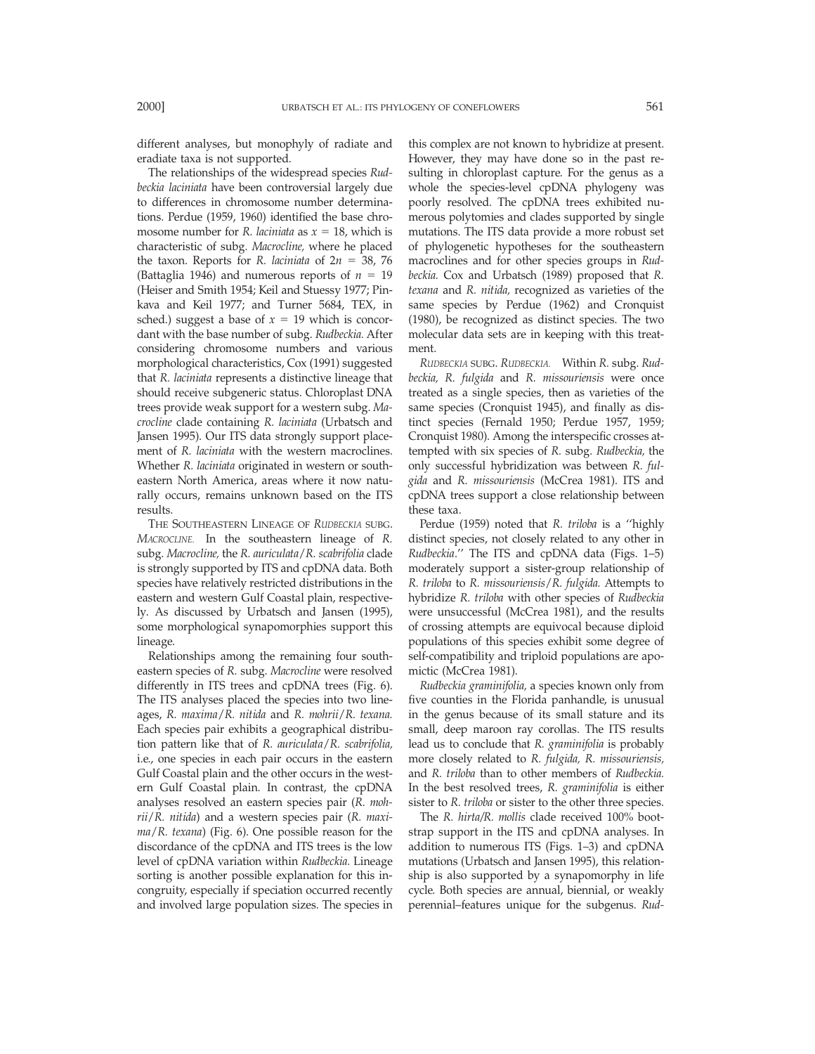different analyses, but monophyly of radiate and eradiate taxa is not supported.

The relationships of the widespread species *Rudbeckia laciniata* have been controversial largely due to differences in chromosome number determinations. Perdue (1959, 1960) identified the base chromosome number for *R. laciniata* as $x = 18$, which is characteristic of subg. *Macrocline,* where he placed the taxon. Reports for *R. laciniata* of $2n = 38$, 76 (Battaglia 1946) and numerous reports of $n = 19$ (Heiser and Smith 1954; Keil and Stuessy 1977; Pinkava and Keil 1977; and Turner 5684, TEX, in sched.) suggest a base of $x = 19$ which is concordant with the base number of subg. *Rudbeckia.* After considering chromosome numbers and various morphological characteristics, Cox (1991) suggested that *R. laciniata* represents a distinctive lineage that should receive subgeneric status. Chloroplast DNA trees provide weak support for a western subg. *Macrocline* clade containing *R. laciniata* (Urbatsch and Jansen 1995). Our ITS data strongly support placement of *R. laciniata* with the western macroclines. Whether *R. laciniata* originated in western or southeastern North America, areas where it now naturally occurs, remains unknown based on the ITS results.

THE SOUTHEASTERN LINEAGE OF *RUDBECKIA* SUBG. *MACROCLINE.* In the southeastern lineage of *R.* subg. *Macrocline,* the *R. auriculata*/*R. scabrifolia* clade is strongly supported by ITS and cpDNA data. Both species have relatively restricted distributions in the eastern and western Gulf Coastal plain, respectively. As discussed by Urbatsch and Jansen (1995), some morphological synapomorphies support this lineage.

Relationships among the remaining four southeastern species of *R.* subg. *Macrocline* were resolved differently in ITS trees and cpDNA trees (Fig. 6). The ITS analyses placed the species into two lineages, *R. maxima*/*R. nitida* and *R. mohrii*/*R. texana.* Each species pair exhibits a geographical distribution pattern like that of *R. auriculata*/*R. scabrifolia,* i.e., one species in each pair occurs in the eastern Gulf Coastal plain and the other occurs in the western Gulf Coastal plain. In contrast, the cpDNA analyses resolved an eastern species pair (*R. mohrii*/*R. nitida*) and a western species pair (*R. maxima*/*R. texana*) (Fig. 6). One possible reason for the discordance of the cpDNA and ITS trees is the low level of cpDNA variation within *Rudbeckia.* Lineage sorting is another possible explanation for this incongruity, especially if speciation occurred recently and involved large population sizes. The species in this complex are not known to hybridize at present. However, they may have done so in the past resulting in chloroplast capture. For the genus as a whole the species-level cpDNA phylogeny was poorly resolved. The cpDNA trees exhibited numerous polytomies and clades supported by single mutations. The ITS data provide a more robust set of phylogenetic hypotheses for the southeastern macroclines and for other species groups in *Rudbeckia.* Cox and Urbatsch (1989) proposed that *R. texana* and *R. nitida,* recognized as varieties of the same species by Perdue (1962) and Cronquist (1980), be recognized as distinct species. The two molecular data sets are in keeping with this treatment.

*RUDBECKIA* SUBG. *RUDBECKIA.* Within *R.* subg. *Rudbeckia, R. fulgida* and *R. missouriensis* were once treated as a single species, then as varieties of the same species (Cronquist 1945), and finally as distinct species (Fernald 1950; Perdue 1957, 1959; Cronquist 1980). Among the interspecific crosses attempted with six species of *R.* subg. *Rudbeckia,* the only successful hybridization was between *R. fulgida* and *R. missouriensis* (McCrea 1981). ITS and cpDNA trees support a close relationship between these taxa.

Perdue (1959) noted that *R. triloba* is a ''highly distinct species, not closely related to any other in *Rudbeckia*.'' The ITS and cpDNA data (Figs. 1–5) moderately support a sister-group relationship of *R. triloba* to *R. missouriensis*/*R. fulgida.* Attempts to hybridize *R. triloba* with other species of *Rudbeckia* were unsuccessful (McCrea 1981), and the results of crossing attempts are equivocal because diploid populations of this species exhibit some degree of self-compatibility and triploid populations are apomictic (McCrea 1981).

*Rudbeckia graminifolia,* a species known only from five counties in the Florida panhandle, is unusual in the genus because of its small stature and its small, deep maroon ray corollas. The ITS results lead us to conclude that *R. graminifolia* is probably more closely related to *R. fulgida, R. missouriensis,* and *R. triloba* than to other members of *Rudbeckia.* In the best resolved trees, *R. graminifolia* is either sister to *R. triloba* or sister to the other three species.

The *R. hirta*/*R. mollis* clade received 100% bootstrap support in the ITS and cpDNA analyses. In addition to numerous ITS (Figs. 1–3) and cpDNA mutations (Urbatsch and Jansen 1995), this relationship is also supported by a synapomorphy in life cycle. Both species are annual, biennial, or weakly perennial–features unique for the subgenus. *Rud-*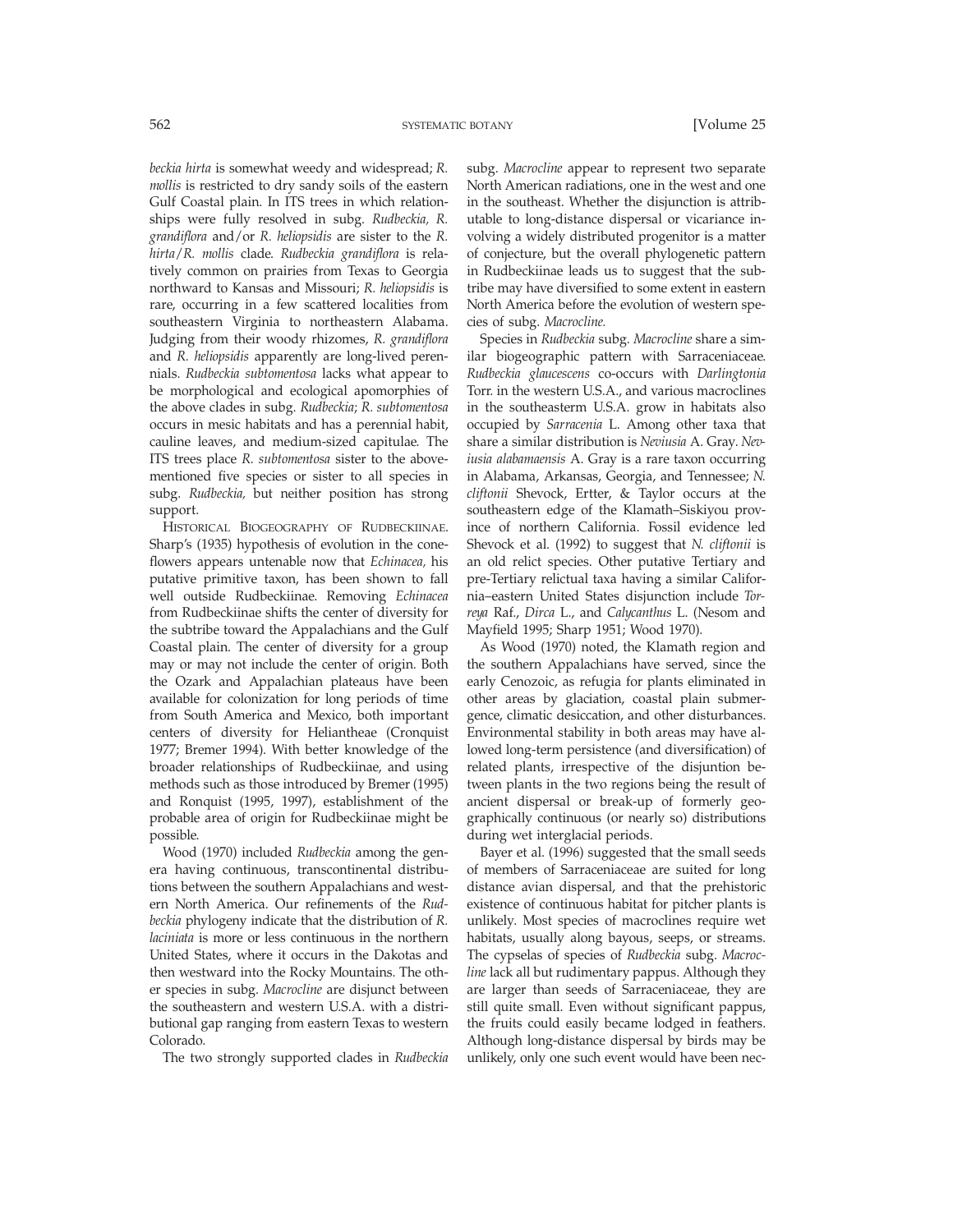*beckia hirta* is somewhat weedy and widespread; *R. mollis* is restricted to dry sandy soils of the eastern Gulf Coastal plain. In ITS trees in which relationships were fully resolved in subg. *Rudbeckia, R. grandiflora* and/or *R. heliopsidis* are sister to the *R. hirta*/*R. mollis* clade. *Rudbeckia grandiflora* is relatively common on prairies from Texas to Georgia northward to Kansas and Missouri; *R. heliopsidis* is rare, occurring in a few scattered localities from southeastern Virginia to northeastern Alabama. Judging from their woody rhizomes, *R. grandiflora* and *R. heliopsidis* apparently are long-lived perennials. *Rudbeckia subtomentosa* lacks what appear to be morphological and ecological apomorphies of the above clades in subg. *Rudbeckia*; *R. subtomentosa* occurs in mesic habitats and has a perennial habit, cauline leaves, and medium-sized capitulae. The ITS trees place *R. subtomentosa* sister to the above-mentioned five species or sister to all species in subg. *Rudbeckia,* but neither position has strong support.

HISTORICAL BIOGEOGRAPHY OF RUDBECKIINAE. Sharp's (1935) hypothesis of evolution in the coneflowers appears untenable now that *Echinacea,* his putative primitive taxon, has been shown to fall well outside Rudbeckiinae. Removing *Echinacea* from Rudbeckiinae shifts the center of diversity for the subtribe toward the Appalachians and the Gulf Coastal plain. The center of diversity for a group may or may not include the center of origin. Both the Ozark and Appalachian plateaus have been available for colonization for long periods of time from South America and Mexico, both important centers of diversity for Heliantheae (Cronquist 1977; Bremer 1994). With better knowledge of the broader relationships of Rudbeckiinae, and using methods such as those introduced by Bremer (1995) and Ronquist (1995, 1997), establishment of the probable area of origin for Rudbeckiinae might be possible.

Wood (1970) included *Rudbeckia* among the genera having continuous, transcontinental distributions between the southern Appalachians and western North America. Our refinements of the *Rudbeckia* phylogeny indicate that the distribution of *R. laciniata* is more or less continuous in the northern United States, where it occurs in the Dakotas and then westward into the Rocky Mountains. The other species in subg. *Macrocline* are disjunct between the southeastern and western U.S.A. with a distributional gap ranging from eastern Texas to western Colorado.

The two strongly supported clades in *Rudbeckia* subg. *Macrocline* appear to represent two separate North American radiations, one in the west and one in the southeast. Whether the disjunction is attributable to long-distance dispersal or vicariance involving a widely distributed progenitor is a matter of conjecture, but the overall phylogenetic pattern in Rudbeckiinae leads us to suggest that the subtribe may have diversified to some extent in eastern North America before the evolution of western species of subg. *Macrocline.*

Species in *Rudbeckia* subg. *Macrocline* share a similar biogeographic pattern with Sarraceniaceae. *Rudbeckia glaucescens* co-occurs with *Darlingtonia* Torr. in the western U.S.A., and various macroclines in the southeasterm U.S.A. grow in habitats also occupied by *Sarracenia* L. Among other taxa that share a similar distribution is *Neviusia* A. Gray. *Neviusia alabamaensis* A. Gray is a rare taxon occurring in Alabama, Arkansas, Georgia, and Tennessee; *N. cliftonii* Shevock, Ertter, & Taylor occurs at the southeastern edge of the Klamath–Siskiyou province of northern California. Fossil evidence led Shevock et al. (1992) to suggest that *N. cliftonii* is an old relict species. Other putative Tertiary and pre-Tertiary relictual taxa having a similar California–eastern United States disjunction include *Torreya* Raf., *Dirca* L., and *Calycanthus* L. (Nesom and Mayfield 1995; Sharp 1951; Wood 1970).

As Wood (1970) noted, the Klamath region and the southern Appalachians have served, since the early Cenozoic, as refugia for plants eliminated in other areas by glaciation, coastal plain submergence, climatic desiccation, and other disturbances. Environmental stability in both areas may have allowed long-term persistence (and diversification) of related plants, irrespective of the disjuntion between plants in the two regions being the result of ancient dispersal or break-up of formerly geographically continuous (or nearly so) distributions during wet interglacial periods.

Bayer et al. (1996) suggested that the small seeds of members of Sarraceniaceae are suited for long distance avian dispersal, and that the prehistoric existence of continuous habitat for pitcher plants is unlikely. Most species of macroclines require wet habitats, usually along bayous, seeps, or streams. The cypselas of species of *Rudbeckia* subg. *Macrocline* lack all but rudimentary pappus. Although they are larger than seeds of Sarraceniaceae, they are still quite small. Even without significant pappus, the fruits could easily became lodged in feathers. Although long-distance dispersal by birds may be unlikely, only one such event would have been nec-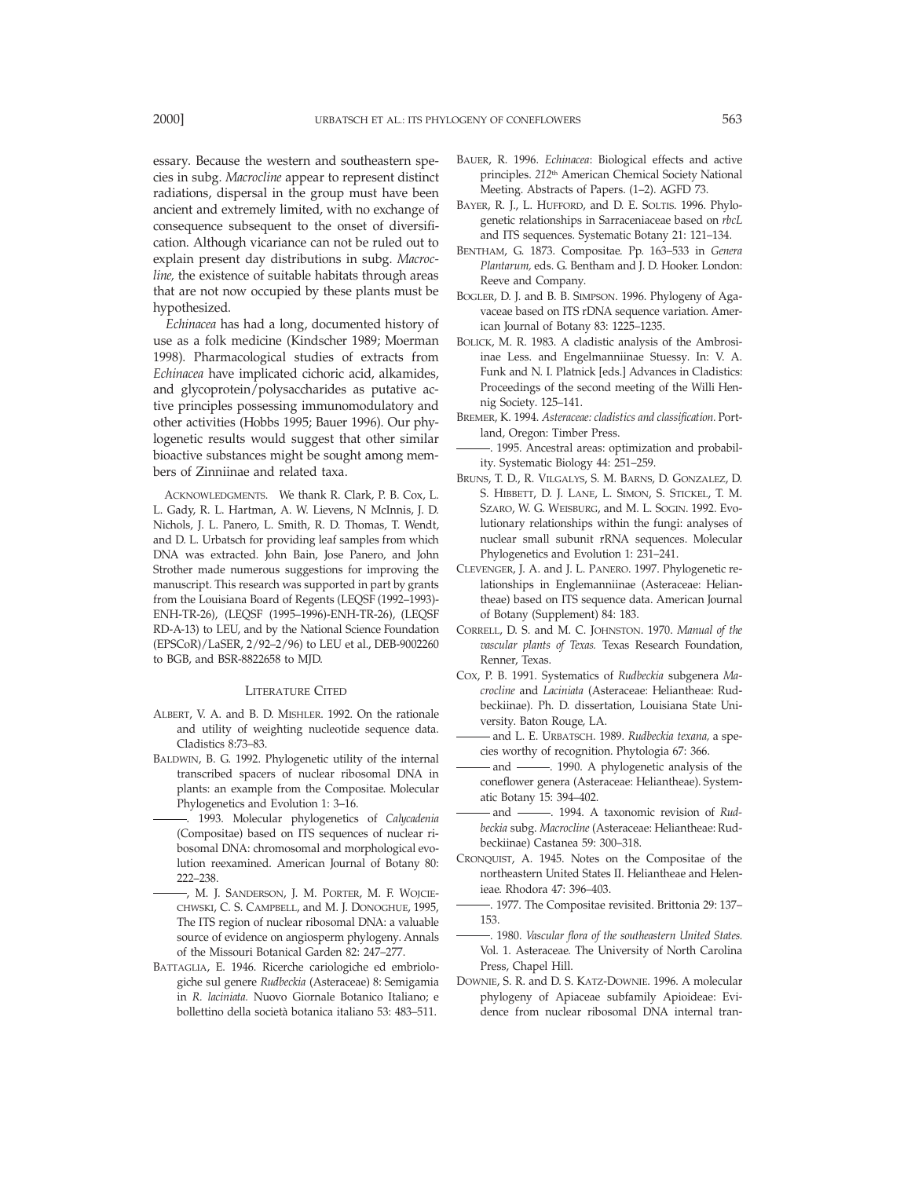essary. Because the western and southeastern species in subg. *Macrocline* appear to represent distinct radiations, dispersal in the group must have been ancient and extremely limited, with no exchange of consequence subsequent to the onset of diversification. Although vicariance can not be ruled out to explain present day distributions in subg. *Macrocline,* the existence of suitable habitats through areas that are not now occupied by these plants must be hypothesized.

*Echinacea* has had a long, documented history of use as a folk medicine (Kindscher 1989; Moerman 1998). Pharmacological studies of extracts from *Echinacea* have implicated cichoric acid, alkamides, and glycoprotein/polysaccharides as putative active principles possessing immunomodulatory and other activities (Hobbs 1995; Bauer 1996). Our phylogenetic results would suggest that other similar bioactive substances might be sought among members of Zinniinae and related taxa.

ACKNOWLEDGMENTS. We thank R. Clark, P. B. Cox, L. L. Gady, R. L. Hartman, A. W. Lievens, N McInnis, J. D. Nichols, J. L. Panero, L. Smith, R. D. Thomas, T. Wendt, and D. L. Urbatsch for providing leaf samples from which DNA was extracted. John Bain, Jose Panero, and John Strother made numerous suggestions for improving the manuscript. This research was supported in part by grants from the Louisiana Board of Regents (LEQSF (1992–1993)-ENH-TR-26), (LEQSF (1995–1996)-ENH-TR-26), (LEQSF RD-A-13) to LEU, and by the National Science Foundation (EPSCoR)/LaSER, 2/92–2/96) to LEU et al., DEB-9002260 to BGB, and BSR-8822658 to MJD.

## LITERATURE CITED

ALBERT, V. A. and B. D. MISHLER. 1992. On the rationale and utility of weighting nucleotide sequence data. Cladistics 8:73–83.

BALDWIN, B. G. 1992. Phylogenetic utility of the internal transcribed spacers of nuclear ribosomal DNA in plants: an example from the Compositae. Molecular Phylogenetics and Evolution 1: 3–16.

———. 1993. Molecular phylogenetics of *Calycadenia* (Compositae) based on ITS sequences of nuclear ribosomal DNA: chromosomal and morphological evolution reexamined. American Journal of Botany 80: 222–238.

———, M. J. SANDERSON, J. M. PORTER, M. F. WOJCIECHOWSKI, C. S. CAMPBELL, and M. J. DONOGHUE, 1995, The ITS region of nuclear ribosomal DNA: a valuable source of evidence on angiosperm phylogeny. Annals of the Missouri Botanical Garden 82: 247–277.

BATTAGLIA, E. 1946. Ricerche cariologiche ed embriologiche sul genere *Rudbeckia* (Asteraceae) 8: Semigamia in *R. laciniata.* Nuovo Giornale Botanico Italiano; e bollettino della società botanica italiano 53: 483–511.

BAUER, R. 1996. *Echinacea*: Biological effects and active principles. *212th* American Chemical Society National Meeting. Abstracts of Papers. (1–2). AGFD 73.

BAYER, R. J., L. HUFFORD, and D. E. SOLTIS. 1996. Phylogenetic relationships in Sarraceniaceae based on *rbcL* and ITS sequences. Systematic Botany 21: 121–134.

BENTHAM, G. 1873. Compositae. Pp. 163–533 in *Genera Plantarum,* eds. G. Bentham and J. D. Hooker. London: Reeve and Company.

BOGLER, D. J. and B. B. SIMPSON. 1996. Phylogeny of Agavaceae based on ITS rDNA sequence variation. American Journal of Botany 83: 1225–1235.

BOLICK, M. R. 1983. A cladistic analysis of the Ambrosiinae Less. and Engelmanniinae Stuessy. In: V. A. Funk and N. I. Platnick [eds.] Advances in Cladistics: Proceedings of the second meeting of the Willi Hennig Society. 125–141.

BREMER, K. 1994. *Asteraceae: cladistics and classification.* Portland, Oregon: Timber Press.

———. 1995. Ancestral areas: optimization and probability. Systematic Biology 44: 251–259.

BRUNS, T. D., R. VILGALYS, S. M. BARNS, D. GONZALEZ, D. S. HIBBETT, D. J. LANE, L. SIMON, S. STICKEL, T. M. SZARO, W. G. WEISBURG, and M. L. SOGIN. 1992. Evolutionary relationships within the fungi: analyses of nuclear small subunit rRNA sequences. Molecular Phylogenetics and Evolution 1: 231–241.

CLEVENGER, J. A. and J. L. PANERO. 1997. Phylogenetic relationships in Englemanniinae (Asteraceae: Heliantheae) based on ITS sequence data. American Journal of Botany (Supplement) 84: 183.

CORRELL, D. S. and M. C. JOHNSTON. 1970. *Manual of the vascular plants of Texas.* Texas Research Foundation, Renner, Texas.

COX, P. B. 1991. Systematics of *Rudbeckia* subgenera *Macrocline* and *Laciniata* (Asteraceae: Heliantheae: Rudbeckiinae). Ph. D. dissertation, Louisiana State University. Baton Rouge, LA.

——— and L. E. URBATSCH. 1989. *Rudbeckia texana,* a species worthy of recognition. Phytologia 67: 366.

——— and ———. 1990. A phylogenetic analysis of the coneflower genera (Asteraceae: Heliantheae). Systematic Botany 15: 394–402.

——— and ———. 1994. A taxonomic revision of *Rudbeckia* subg. *Macrocline* (Asteraceae: Heliantheae: Rudbeckiinae) Castanea 59: 300–318.

CRONQUIST, A. 1945. Notes on the Compositae of the northeastern United States II. Heliantheae and Helenieae. Rhodora 47: 396–403.

———. 1977. The Compositae revisited. Brittonia 29: 137–153.

———. 1980. *Vascular flora of the southeastern United States.* Vol. 1. Asteraceae. The University of North Carolina Press, Chapel Hill.

DOWNIE, S. R. and D. S. KATZ-DOWNIE. 1996. A molecular phylogeny of Apiaceae subfamily Apioideae: Evidence from nuclear ribosomal DNA internal tran-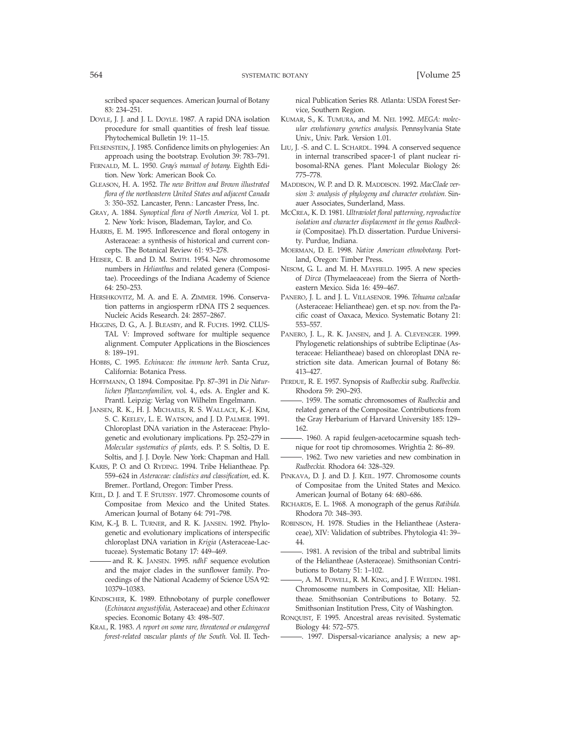scribed spacer sequences. American Journal of Botany 83: 234–251.

DOYLE, J. J. and J. L. DOYLE. 1987. A rapid DNA isolation procedure for small quantities of fresh leaf tissue. Phytochemical Bulletin 19: 11–15.

FELSENSTEIN, J. 1985. Confidence limits on phylogenies: An approach using the bootstrap. Evolution 39: 783–791.

FERNALD, M. L. 1950. *Gray's manual of botany.* Eighth Edition. New York: American Book Co.

GLEASON, H. A. 1952. *The new Britton and Brown illustrated flora of the northeastern United States and adjacent Canada* 3: 350–352. Lancaster, Penn.: Lancaster Press, Inc.

GRAY, A. 1884. *Synoptical flora of North America,* Vol 1. pt. 2. New York: Ivison, Blademan, Taylor, and Co.

HARRIS, E. M. 1995. Inflorescence and floral ontogeny in Asteraceae: a synthesis of historical and current concepts. The Botanical Review 61: 93–278.

HEISER, C. B. and D. M. SMITH. 1954. New chromosome numbers in *Helianthus* and related genera (Compositae). Proceedings of the Indiana Academy of Science 64: 250–253.

HERSHKOVITZ, M. A. and E. A. ZIMMER. 1996. Conservation patterns in angiosperm rDNA ITS 2 sequences. Nucleic Acids Research. 24: 2857–2867.

HIGGINS, D. G., A. J. BLEASBY, and R. FUCHS. 1992. CLUSTAL V: Improved software for multiple sequence alignment. Computer Applications in the Biosciences 8: 189–191.

HOBBS, C. 1995. *Echinacea: the immune herb.* Santa Cruz, California: Botanica Press.

HOFFMANN, O. 1894. Compositae. Pp. 87–391 in *Die Naturlichen Pflanzenfamilien,* vol. 4., eds. A. Engler and K. Prantl. Leipzig: Verlag von Wilhelm Engelmann.

JANSEN, R. K., H. J. MICHAELS, R. S. WALLACE, K.-J. KIM, S. C. KEELEY, L. E. WATSON, and J. D. PALMER. 1991. Chloroplast DNA variation in the Asteraceae: Phylogenetic and evolutionary implications. Pp. 252–279 in *Molecular systematics of plants,* eds. P. S. Soltis, D. E. Soltis, and J. J. Doyle. New York: Chapman and Hall.

KARIS, P. O. and O. RYDING. 1994. Tribe Heliantheae. Pp. 559–624 in *Asteraceae: cladistics and classification,* ed. K. Bremer.. Portland, Oregon: Timber Press.

KEIL, D. J. and T. F. STUESSY. 1977. Chromosome counts of Compositae from Mexico and the United States. American Journal of Botany 64: 791–798.

KIM, K.-J, B. L. TURNER, and R. K. JANSEN. 1992. Phylogenetic and evolutionary implications of interspecific chloroplast DNA variation in *Krigia* (Asteraceae-Lactuceae). Systematic Botany 17: 449–469.

——— and R. K. JANSEN. 1995. *ndhF* sequence evolution and the major clades in the sunflower family. Proceedings of the National Academy of Science USA 92: 10379–10383.

KINDSCHER, K. 1989. Ethnobotany of purple coneflower (*Echinacea angustifolia,* Asteraceae) and other *Echinacea* species. Economic Botany 43: 498–507.

KRAL, R. 1983. *A report on some rare, threatened or endangered forest-related vascular plants of the South.* Vol. II. Technical Publication Series R8. Atlanta: USDA Forest Service, Southern Region.

KUMAR, S., K. TUMURA, and M. NEI. 1992. *MEGA: molecular evolutionary genetics analysis.* Pennsylvania State Univ., Univ. Park. Version 1.01.

LIU, J. -S. and C. L. SCHARDL. 1994. A conserved sequence in internal transcribed spacer-1 of plant nuclear ribosomal-RNA genes. Plant Molecular Biology 26: 775–778.

MADDISON, W. P. and D. R. MADDISON. 1992. *MacClade version 3: analysis of phylogeny and character evolution.* Sinauer Associates, Sunderland, Mass.

MCCREA, K. D. 1981. *Ultraviolet floral patterning, reproductive isolation and character displacement in the genus Rudbeckia* (Compositae). Ph.D. dissertation. Purdue University. Purdue, Indiana.

MOERMAN, D. E. 1998. *Native American ethnobotany.* Portland, Oregon: Timber Press.

NESOM, G. L. and M. H. MAYFIELD. 1995. A new species of *Dirca* (Thymelaeaceae) from the Sierra of Northeastern Mexico. Sida 16: 459–467.

PANERO, J. L. and J. L. VILLASENOR. 1996. *Tehuana calzadae* (Asteraceae: Heliantheae) gen. et sp. nov. from the Pacific coast of Oaxaca, Mexico. Systematic Botany 21: 553–557.

PANERO, J. L., R. K. JANSEN, and J. A. CLEVENGER. 1999. Phylogenetic relationships of subtribe Ecliptinae (Asteraceae: Heliantheae) based on chloroplast DNA restriction site data. American Journal of Botany 86: 413–427.

PERDUE, R. E. 1957. Synopsis of *Rudbeckia* subg. *Rudbeckia.* Rhodora 59: 290–293.

———. 1959. The somatic chromosomes of *Rudbeckia* and related genera of the Compositae. Contributions from the Gray Herbarium of Harvard University 185: 129–162.

———. 1960. A rapid feulgen-acetocarmine squash technique for root tip chromosomes. Wrightia 2: 86–89.

———. 1962. Two new varieties and new combination in *Rudbeckia.* Rhodora 64: 328–329.

PINKAVA, D. J. and D. J. KEIL. 1977. Chromosome counts of Compositae from the United States and Mexico. American Journal of Botany 64: 680–686.

RICHARDS, E. L. 1968. A monograph of the genus *Ratibida.* Rhodora 70: 348–393.

ROBINSON, H. 1978. Studies in the Heliantheae (Asteraceae), XIV: Validation of subtribes. Phytologia 41: 39–44.

———. 1981. A revision of the tribal and subtribal limits of the Heliantheae (Asteraceae). Smithsonian Contributions to Botany 51: 1–102.

———, A. M. POWELL, R. M. KING, and J. F. WEEDIN. 1981. Chromosome numbers in Compositae, XII: Heliantheae. Smithsonian Contributions to Botany. 52. Smithsonian Institution Press, City of Washington.

RONQUIST, F. 1995. Ancestral areas revisited. Systematic Biology 44: 572–575.

———. 1997. Dispersal-vicariance analysis; a new ap-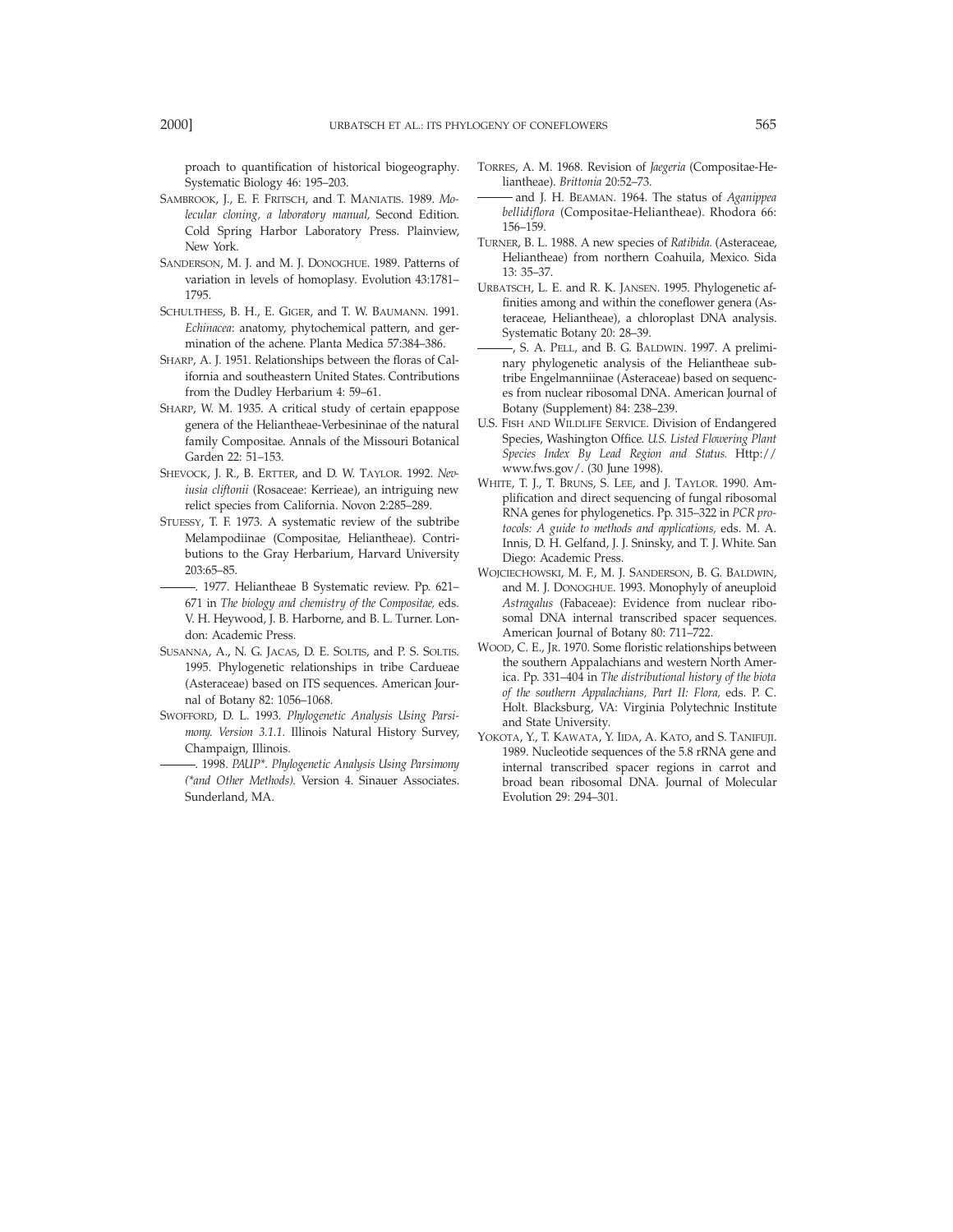proach to quantification of historical biogeography. Systematic Biology 46: 195–203.

SAMBROOK, J., E. F. FRITSCH, and T. MANIATIS. 1989. *Molecular cloning, a laboratory manual,* Second Edition. Cold Spring Harbor Laboratory Press. Plainview, New York.

SANDERSON, M. J. and M. J. DONOGHUE. 1989. Patterns of variation in levels of homoplasy. Evolution 43:1781–1795.

SCHULTHESS, B. H., E. GIGER, and T. W. BAUMANN. 1991. *Echinacea*: anatomy, phytochemical pattern, and germination of the achene. Planta Medica 57:384–386.

SHARP, A. J. 1951. Relationships between the floras of California and southeastern United States. Contributions from the Dudley Herbarium 4: 59–61.

SHARP, W. M. 1935. A critical study of certain epappose genera of the Heliantheae-Verbesininae of the natural family Compositae. Annals of the Missouri Botanical Garden 22: 51–153.

SHEVOCK, J. R., B. ERTTER, and D. W. TAYLOR. 1992. *Neviusia cliftonii* (Rosaceae: Kerrieae), an intriguing new relict species from California. Novon 2:285–289.

STUESSY, T. F. 1973. A systematic review of the subtribe Melampodiinae (Compositae, Heliantheae). Contributions to the Gray Herbarium, Harvard University 203:65–85.

———. 1977. Heliantheae B Systematic review. Pp. 621–671 in *The biology and chemistry of the Compositae,* eds. V. H. Heywood, J. B. Harborne, and B. L. Turner. London: Academic Press.

SUSANNA, A., N. G. JACAS, D. E. SOLTIS, and P. S. SOLTIS. 1995. Phylogenetic relationships in tribe Cardueae (Asteraceae) based on ITS sequences. American Journal of Botany 82: 1056–1068.

SWOFFORD, D. L. 1993. *Phylogenetic Analysis Using Parsimony. Version 3.1.1.* Illinois Natural History Survey, Champaign, Illinois.

———. 1998. *PAUP*\*. *Phylogenetic Analysis Using Parsimony (\*and Other Methods).* Version 4. Sinauer Associates. Sunderland, MA.

TORRES, A. M. 1968. Revision of *Jaegeria* (Compositae-Heliantheae). *Brittonia* 20:52–73.

——— and J. H. BEAMAN. 1964. The status of *Aganippea bellidiflora* (Compositae-Heliantheae). Rhodora 66: 156–159.

TURNER, B. L. 1988. A new species of *Ratibida.* (Asteraceae, Heliantheae) from northern Coahuila, Mexico. Sida 13: 35–37.

URBATSCH, L. E. and R. K. JANSEN. 1995. Phylogenetic affinities among and within the coneflower genera (Asteraceae, Heliantheae), a chloroplast DNA analysis. Systematic Botany 20: 28–39.

———, S. A. PELL, and B. G. BALDWIN. 1997. A preliminary phylogenetic analysis of the Heliantheae subtribe Engelmanniinae (Asteraceae) based on sequences from nuclear ribosomal DNA. American Journal of Botany (Supplement) 84: 238–239.

U.S. FISH AND WILDLIFE SERVICE. Division of Endangered Species, Washington Office. *U.S. Listed Flowering Plant Species Index By Lead Region and Status.* Http://www.fws.gov/. (30 June 1998).

WHITE, T. J., T. BRUNS, S. LEE, and J. TAYLOR. 1990. Amplification and direct sequencing of fungal ribosomal RNA genes for phylogenetics. Pp. 315–322 in *PCR protocols: A guide to methods and applications,* eds. M. A. Innis, D. H. Gelfand, J. J. Sninsky, and T. J. White. San Diego: Academic Press.

WOJCIECHOWSKI, M. F., M. J. SANDERSON, B. G. BALDWIN, and M. J. DONOGHUE. 1993. Monophyly of aneuploid *Astragalus* (Fabaceae): Evidence from nuclear ribosomal DNA internal transcribed spacer sequences. American Journal of Botany 80: 711–722.

WOOD, C. E., JR. 1970. Some floristic relationships between the southern Appalachians and western North America. Pp. 331–404 in *The distributional history of the biota of the southern Appalachians, Part II: Flora,* eds. P. C. Holt. Blacksburg, VA: Virginia Polytechnic Institute and State University.

YOKOTA, Y., T. KAWATA, Y. IIDA, A. KATO, and S. TANIFUJI. 1989. Nucleotide sequences of the 5.8 rRNA gene and internal transcribed spacer regions in carrot and broad bean ribosomal DNA. Journal of Molecular Evolution 29: 294–301.